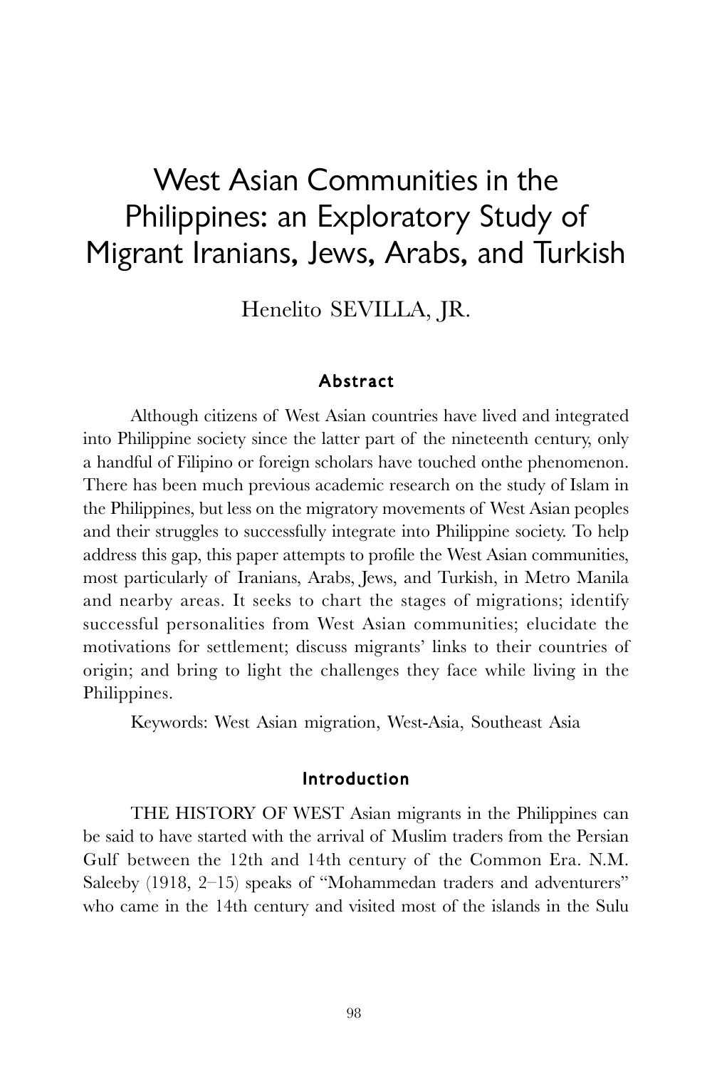# West Asian Communities in the Philippines: an Exploratory Study of Migrant Iranians, Jews, Arabs, and Turkish

Henelito SEVILLA, JR.

### Abstract

Although citizens of West Asian countries have lived and integrated into Philippine society since the latter part of the nineteenth century, only a handful of Filipino or foreign scholars have touched onthe phenomenon. There has been much previous academic research on the study of Islam in the Philippines, but less on the migratory movements of West Asian peoples and their struggles to successfully integrate into Philippine society. To help address this gap, this paper attempts to profile the West Asian communities, most particularly of Iranians, Arabs, Jews, and Turkish, in Metro Manila and nearby areas. It seeks to chart the stages of migrations; identify successful personalities from West Asian communities; elucidate the motivations for settlement; discuss migrants' links to their countries of origin; and bring to light the challenges they face while living in the Philippines.

Keywords: West Asian migration, West-Asia, Southeast Asia

### Introduction

THE HISTORY OF WEST Asian migrants in the Philippines can be said to have started with the arrival of Muslim traders from the Persian Gulf between the 12th and 14th century of the Common Era. N.M. Saleeby (1918, 2–15) speaks of "Mohammedan traders and adventurers" who came in the 14th century and visited most of the islands in the Sulu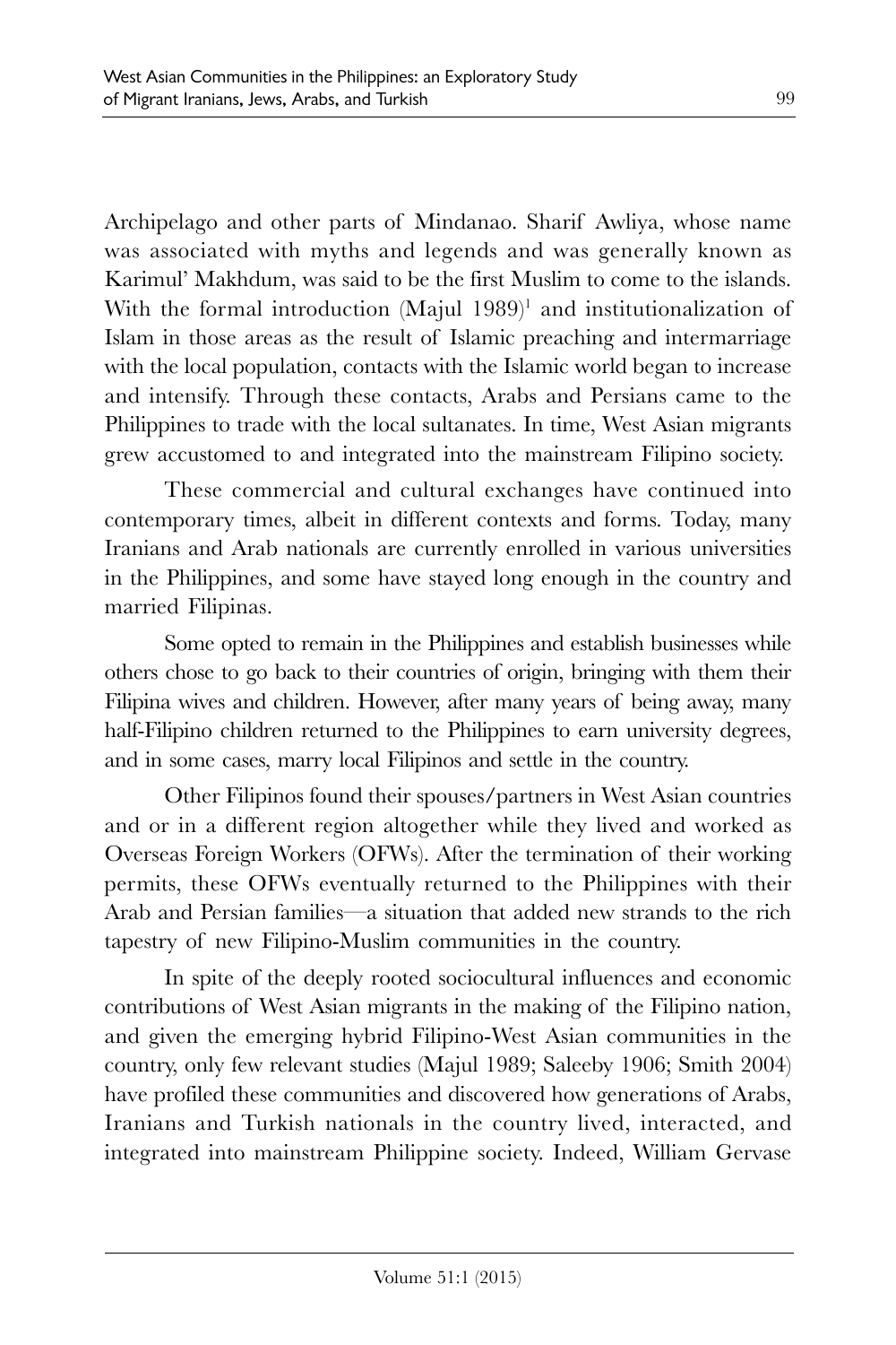Archipelago and other parts of Mindanao. Sharif Awliya, whose name was associated with myths and legends and was generally known as Karimul' Makhdum, was said to be the first Muslim to come to the islands. With the formal introduction (Majul 1989)[1] and institutionalization of Islam in those areas as the result of Islamic preaching and intermarriage with the local population, contacts with the Islamic world began to increase and intensify. Through these contacts, Arabs and Persians came to the Philippines to trade with the local sultanates. In time, West Asian migrants grew accustomed to and integrated into the mainstream Filipino society.

These commercial and cultural exchanges have continued into contemporary times, albeit in different contexts and forms. Today, many Iranians and Arab nationals are currently enrolled in various universities in the Philippines, and some have stayed long enough in the country and married Filipinas.

Some opted to remain in the Philippines and establish businesses while others chose to go back to their countries of origin, bringing with them their Filipina wives and children. However, after many years of being away, many half-Filipino children returned to the Philippines to earn university degrees, and in some cases, marry local Filipinos and settle in the country.

Other Filipinos found their spouses/partners in West Asian countries and or in a different region altogether while they lived and worked as Overseas Foreign Workers (OFWs). After the termination of their working permits, these OFWs eventually returned to the Philippines with their Arab and Persian families—a situation that added new strands to the rich tapestry of new Filipino-Muslim communities in the country.

In spite of the deeply rooted sociocultural influences and economic contributions of West Asian migrants in the making of the Filipino nation, and given the emerging hybrid Filipino-West Asian communities in the country, only few relevant studies (Majul 1989; Saleeby 1906; Smith 2004) have profiled these communities and discovered how generations of Arabs, Iranians and Turkish nationals in the country lived, interacted, and integrated into mainstream Philippine society. Indeed, William Gervase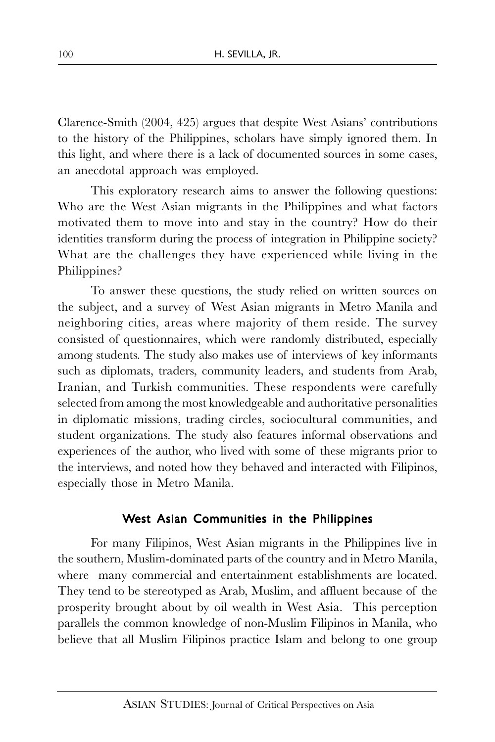Clarence-Smith (2004, 425) argues that despite West Asians' contributions to the history of the Philippines, scholars have simply ignored them. In this light, and where there is a lack of documented sources in some cases, an anecdotal approach was employed.

This exploratory research aims to answer the following questions: Who are the West Asian migrants in the Philippines and what factors motivated them to move into and stay in the country? How do their identities transform during the process of integration in Philippine society? What are the challenges they have experienced while living in the Philippines?

To answer these questions, the study relied on written sources on the subject, and a survey of West Asian migrants in Metro Manila and neighboring cities, areas where majority of them reside. The survey consisted of questionnaires, which were randomly distributed, especially among students. The study also makes use of interviews of key informants such as diplomats, traders, community leaders, and students from Arab, Iranian, and Turkish communities. These respondents were carefully selected from among the most knowledgeable and authoritative personalities in diplomatic missions, trading circles, sociocultural communities, and student organizations. The study also features informal observations and experiences of the author, who lived with some of these migrants prior to the interviews, and noted how they behaved and interacted with Filipinos, especially those in Metro Manila.

## West Asian Communities in the Philippines

For many Filipinos, West Asian migrants in the Philippines live in the southern, Muslim-dominated parts of the country and in Metro Manila, where many commercial and entertainment establishments are located. They tend to be stereotyped as Arab, Muslim, and affluent because of the prosperity brought about by oil wealth in West Asia. This perception parallels the common knowledge of non-Muslim Filipinos in Manila, who believe that all Muslim Filipinos practice Islam and belong to one group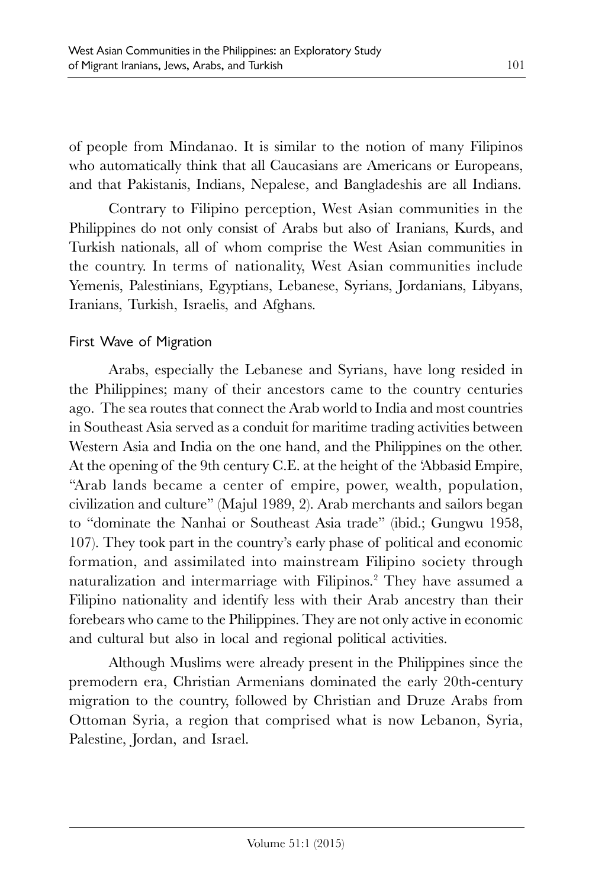of people from Mindanao. It is similar to the notion of many Filipinos who automatically think that all Caucasians are Americans or Europeans, and that Pakistanis, Indians, Nepalese, and Bangladeshis are all Indians.

Contrary to Filipino perception, West Asian communities in the Philippines do not only consist of Arabs but also of Iranians, Kurds, and Turkish nationals, all of whom comprise the West Asian communities in the country. In terms of nationality, West Asian communities include Yemenis, Palestinians, Egyptians, Lebanese, Syrians, Jordanians, Libyans, Iranians, Turkish, Israelis, and Afghans.

### First Wave of Migration

Arabs, especially the Lebanese and Syrians, have long resided in the Philippines; many of their ancestors came to the country centuries ago. The sea routes that connect the Arab world to India and most countries in Southeast Asia served as a conduit for maritime trading activities between Western Asia and India on the one hand, and the Philippines on the other. At the opening of the 9th century C.E. at the height of the 'Abbasid Empire, "Arab lands became a center of empire, power, wealth, population, civilization and culture" (Majul 1989, 2). Arab merchants and sailors began to "dominate the Nanhai or Southeast Asia trade" (ibid.; Gungwu 1958, 107). They took part in the country's early phase of political and economic formation, and assimilated into mainstream Filipino society through naturalization and intermarriage with Filipinos.[2] They have assumed a Filipino nationality and identify less with their Arab ancestry than their forebears who came to the Philippines. They are not only active in economic and cultural but also in local and regional political activities.

Although Muslims were already present in the Philippines since the premodern era, Christian Armenians dominated the early 20th-century migration to the country, followed by Christian and Druze Arabs from Ottoman Syria, a region that comprised what is now Lebanon, Syria, Palestine, Jordan, and Israel.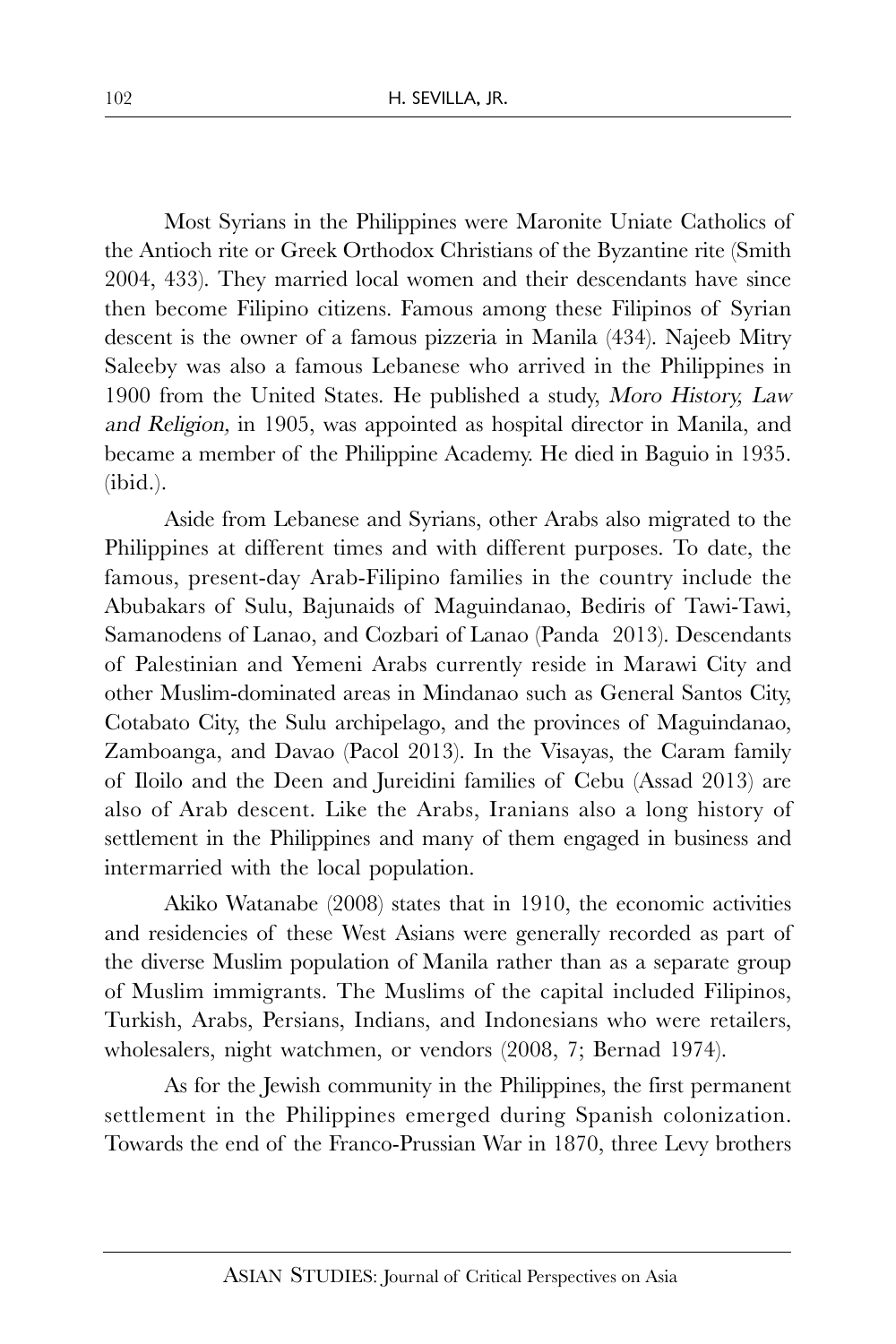Most Syrians in the Philippines were Maronite Uniate Catholics of the Antioch rite or Greek Orthodox Christians of the Byzantine rite (Smith 2004, 433). They married local women and their descendants have since then become Filipino citizens. Famous among these Filipinos of Syrian descent is the owner of a famous pizzeria in Manila (434). Najeeb Mitry Saleeby was also a famous Lebanese who arrived in the Philippines in 1900 from the United States. He published a study, *Moro History, Law and Religion,* in 1905, was appointed as hospital director in Manila, and became a member of the Philippine Academy. He died in Baguio in 1935. (ibid.).

Aside from Lebanese and Syrians, other Arabs also migrated to the Philippines at different times and with different purposes. To date, the famous, present-day Arab-Filipino families in the country include the Abubakars of Sulu, Bajunaids of Maguindanao, Bediris of Tawi-Tawi, Samanodens of Lanao, and Cozbari of Lanao (Panda 2013). Descendants of Palestinian and Yemeni Arabs currently reside in Marawi City and other Muslim-dominated areas in Mindanao such as General Santos City, Cotabato City, the Sulu archipelago, and the provinces of Maguindanao, Zamboanga, and Davao (Pacol 2013). In the Visayas, the Caram family of Iloilo and the Deen and Jureidini families of Cebu (Assad 2013) are also of Arab descent. Like the Arabs, Iranians also a long history of settlement in the Philippines and many of them engaged in business and intermarried with the local population.

Akiko Watanabe (2008) states that in 1910, the economic activities and residencies of these West Asians were generally recorded as part of the diverse Muslim population of Manila rather than as a separate group of Muslim immigrants. The Muslims of the capital included Filipinos, Turkish, Arabs, Persians, Indians, and Indonesians who were retailers, wholesalers, night watchmen, or vendors (2008, 7; Bernad 1974).

As for the Jewish community in the Philippines, the first permanent settlement in the Philippines emerged during Spanish colonization. Towards the end of the Franco-Prussian War in 1870, three Levy brothers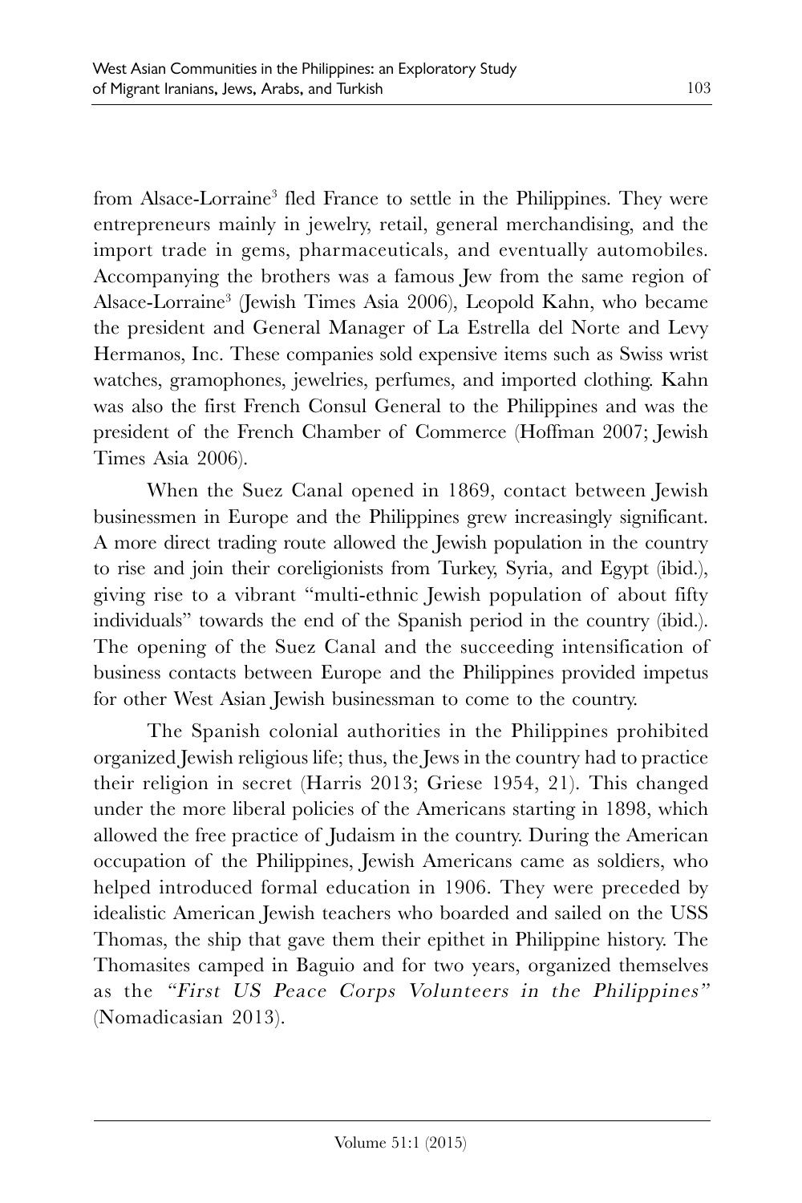from Alsace-Lorraine[3] fled France to settle in the Philippines. They were entrepreneurs mainly in jewelry, retail, general merchandising, and the import trade in gems, pharmaceuticals, and eventually automobiles. Accompanying the brothers was a famous Jew from the same region of Alsace-Lorraine[3] (Jewish Times Asia 2006), Leopold Kahn, who became the president and General Manager of La Estrella del Norte and Levy Hermanos, Inc. These companies sold expensive items such as Swiss wrist watches, gramophones, jewelries, perfumes, and imported clothing. Kahn was also the first French Consul General to the Philippines and was the president of the French Chamber of Commerce (Hoffman 2007; Jewish Times Asia 2006).

When the Suez Canal opened in 1869, contact between Jewish businessmen in Europe and the Philippines grew increasingly significant. A more direct trading route allowed the Jewish population in the country to rise and join their coreligionists from Turkey, Syria, and Egypt (ibid.), giving rise to a vibrant "multi-ethnic Jewish population of about fifty individuals" towards the end of the Spanish period in the country (ibid.). The opening of the Suez Canal and the succeeding intensification of business contacts between Europe and the Philippines provided impetus for other West Asian Jewish businessman to come to the country.

The Spanish colonial authorities in the Philippines prohibited organized Jewish religious life; thus, the Jews in the country had to practice their religion in secret (Harris 2013; Griese 1954, 21). This changed under the more liberal policies of the Americans starting in 1898, which allowed the free practice of Judaism in the country. During the American occupation of the Philippines, Jewish Americans came as soldiers, who helped introduced formal education in 1906. They were preceded by idealistic American Jewish teachers who boarded and sailed on the USS Thomas, the ship that gave them their epithet in Philippine history. The Thomasites camped in Baguio and for two years, organized themselves as the *"First US Peace Corps Volunteers in the Philippines"* (Nomadicasian 2013).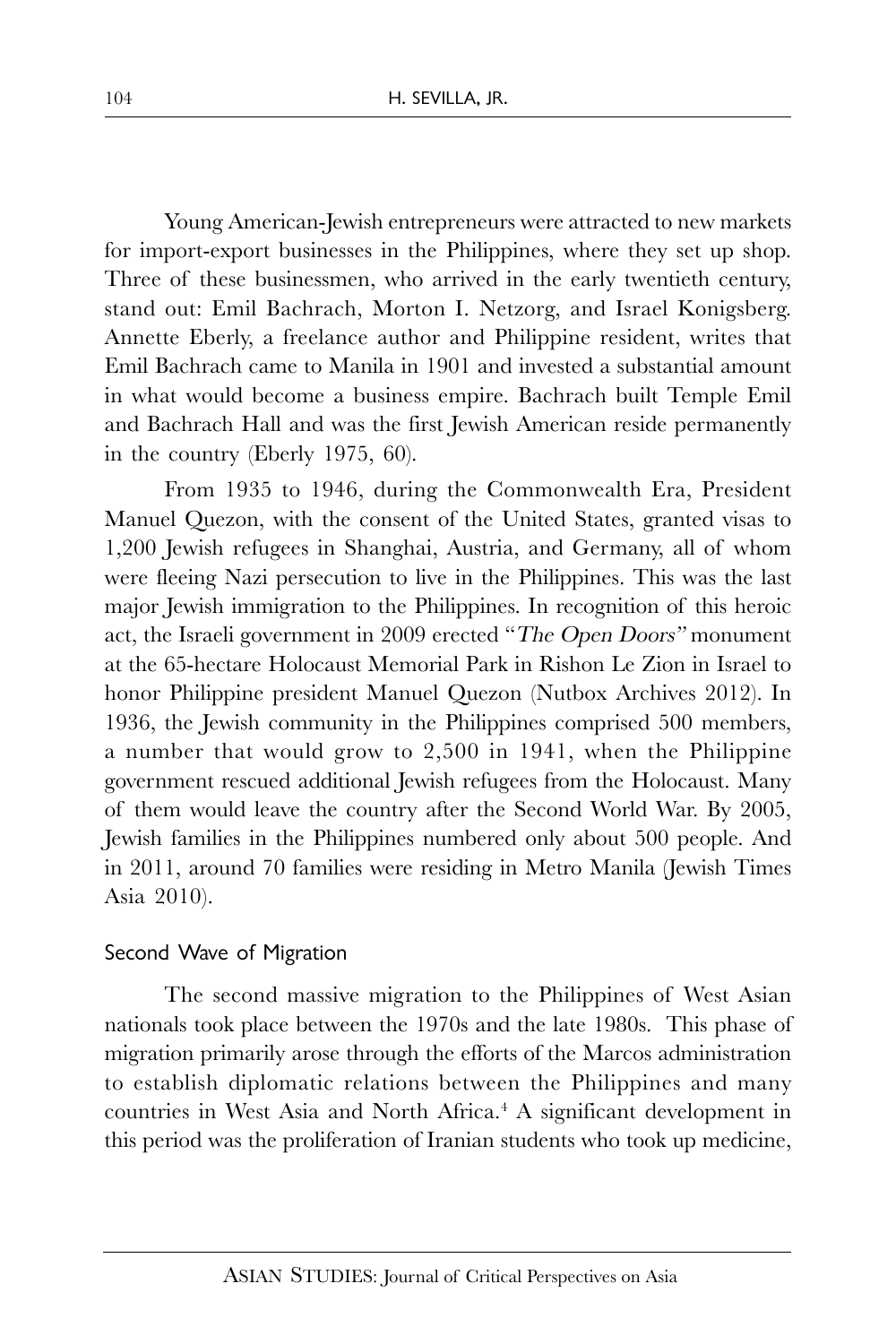Young American-Jewish entrepreneurs were attracted to new markets for import-export businesses in the Philippines, where they set up shop. Three of these businessmen, who arrived in the early twentieth century, stand out: Emil Bachrach, Morton I. Netzorg, and Israel Konigsberg. Annette Eberly, a freelance author and Philippine resident, writes that Emil Bachrach came to Manila in 1901 and invested a substantial amount in what would become a business empire. Bachrach built Temple Emil and Bachrach Hall and was the first Jewish American reside permanently in the country (Eberly 1975, 60).

From 1935 to 1946, during the Commonwealth Era, President Manuel Quezon, with the consent of the United States, granted visas to 1,200 Jewish refugees in Shanghai, Austria, and Germany, all of whom were fleeing Nazi persecution to live in the Philippines. This was the last major Jewish immigration to the Philippines. In recognition of this heroic act, the Israeli government in 2009 erected "*The Open Doors*" monument at the 65-hectare Holocaust Memorial Park in Rishon Le Zion in Israel to honor Philippine president Manuel Quezon (Nutbox Archives 2012). In 1936, the Jewish community in the Philippines comprised 500 members, a number that would grow to 2,500 in 1941, when the Philippine government rescued additional Jewish refugees from the Holocaust. Many of them would leave the country after the Second World War. By 2005, Jewish families in the Philippines numbered only about 500 people. And in 2011, around 70 families were residing in Metro Manila (Jewish Times Asia 2010).

### Second Wave of Migration

The second massive migration to the Philippines of West Asian nationals took place between the 1970s and the late 1980s. This phase of migration primarily arose through the efforts of the Marcos administration to establish diplomatic relations between the Philippines and many countries in West Asia and North Africa.[4] A significant development in this period was the proliferation of Iranian students who took up medicine,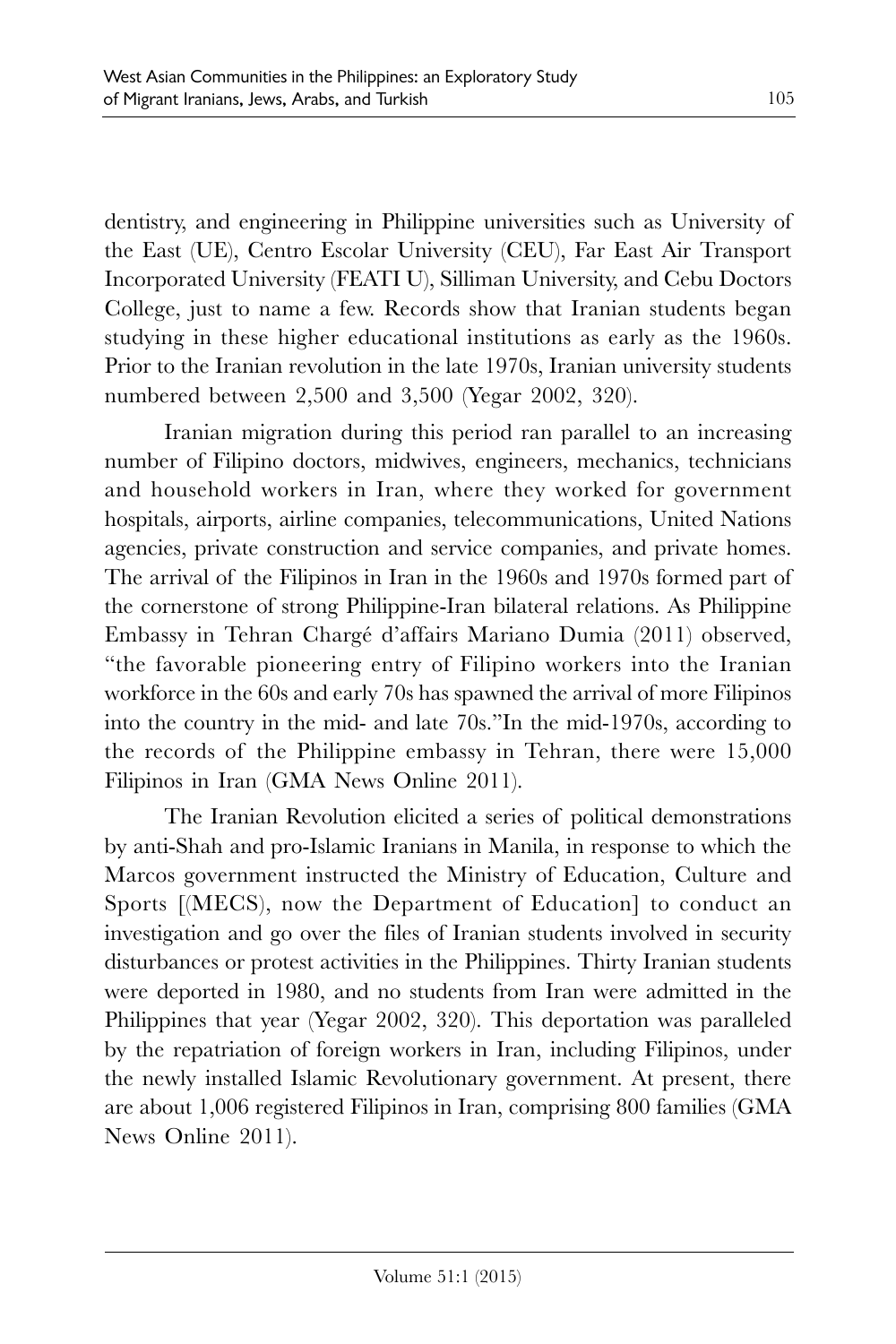dentistry, and engineering in Philippine universities such as University of the East (UE), Centro Escolar University (CEU), Far East Air Transport Incorporated University (FEATI U), Silliman University, and Cebu Doctors College, just to name a few. Records show that Iranian students began studying in these higher educational institutions as early as the 1960s. Prior to the Iranian revolution in the late 1970s, Iranian university students numbered between 2,500 and 3,500 (Yegar 2002, 320).

Iranian migration during this period ran parallel to an increasing number of Filipino doctors, midwives, engineers, mechanics, technicians and household workers in Iran, where they worked for government hospitals, airports, airline companies, telecommunications, United Nations agencies, private construction and service companies, and private homes. The arrival of the Filipinos in Iran in the 1960s and 1970s formed part of the cornerstone of strong Philippine-Iran bilateral relations. As Philippine Embassy in Tehran Chargé d'affairs Mariano Dumia (2011) observed, "the favorable pioneering entry of Filipino workers into the Iranian workforce in the 60s and early 70s has spawned the arrival of more Filipinos into the country in the mid- and late 70s."In the mid-1970s, according to the records of the Philippine embassy in Tehran, there were 15,000 Filipinos in Iran (GMA News Online 2011).

The Iranian Revolution elicited a series of political demonstrations by anti-Shah and pro-Islamic Iranians in Manila, in response to which the Marcos government instructed the Ministry of Education, Culture and Sports [(MECS), now the Department of Education] to conduct an investigation and go over the files of Iranian students involved in security disturbances or protest activities in the Philippines. Thirty Iranian students were deported in 1980, and no students from Iran were admitted in the Philippines that year (Yegar 2002, 320). This deportation was paralleled by the repatriation of foreign workers in Iran, including Filipinos, under the newly installed Islamic Revolutionary government. At present, there are about 1,006 registered Filipinos in Iran, comprising 800 families (GMA News Online 2011).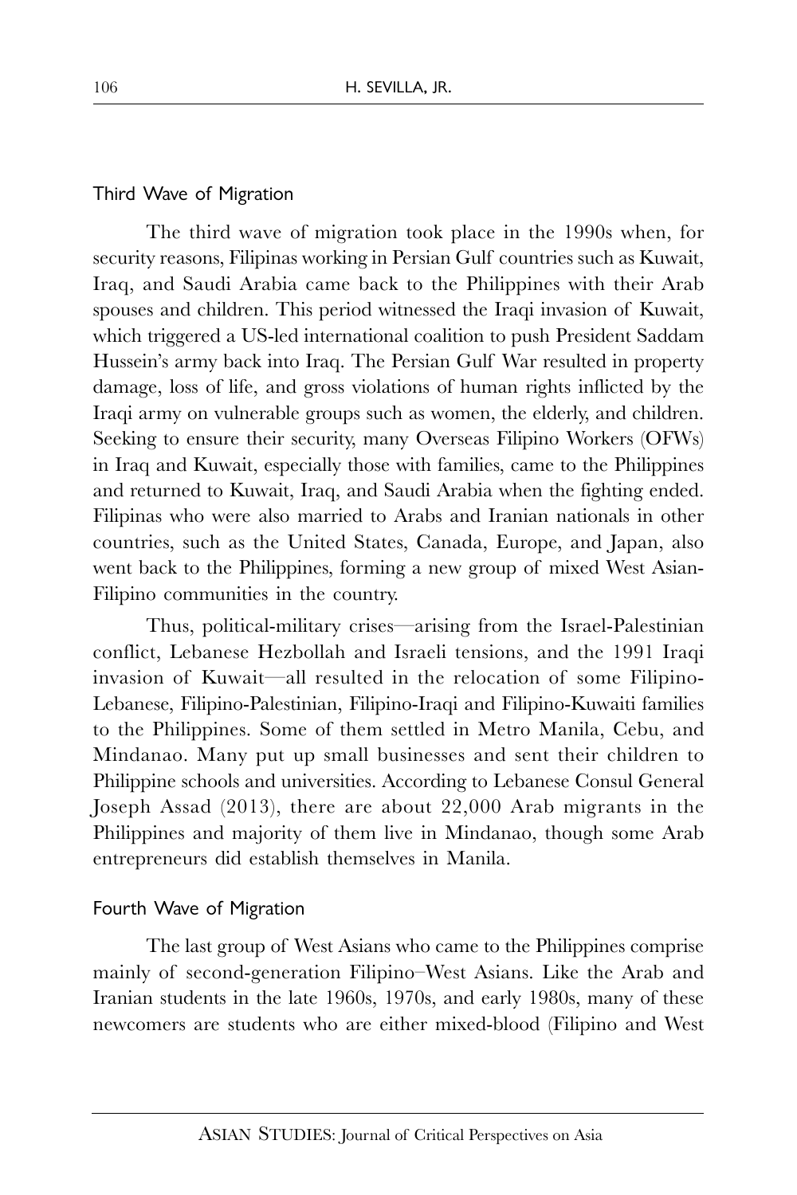### Third Wave of Migration

The third wave of migration took place in the 1990s when, for security reasons, Filipinas working in Persian Gulf countries such as Kuwait, Iraq, and Saudi Arabia came back to the Philippines with their Arab spouses and children. This period witnessed the Iraqi invasion of Kuwait, which triggered a US-led international coalition to push President Saddam Hussein's army back into Iraq. The Persian Gulf War resulted in property damage, loss of life, and gross violations of human rights inflicted by the Iraqi army on vulnerable groups such as women, the elderly, and children. Seeking to ensure their security, many Overseas Filipino Workers (OFWs) in Iraq and Kuwait, especially those with families, came to the Philippines and returned to Kuwait, Iraq, and Saudi Arabia when the fighting ended. Filipinas who were also married to Arabs and Iranian nationals in other countries, such as the United States, Canada, Europe, and Japan, also went back to the Philippines, forming a new group of mixed West Asian-Filipino communities in the country.

Thus, political-military crises—arising from the Israel-Palestinian conflict, Lebanese Hezbollah and Israeli tensions, and the 1991 Iraqi invasion of Kuwait—all resulted in the relocation of some Filipino-Lebanese, Filipino-Palestinian, Filipino-Iraqi and Filipino-Kuwaiti families to the Philippines. Some of them settled in Metro Manila, Cebu, and Mindanao. Many put up small businesses and sent their children to Philippine schools and universities. According to Lebanese Consul General Joseph Assad (2013), there are about 22,000 Arab migrants in the Philippines and majority of them live in Mindanao, though some Arab entrepreneurs did establish themselves in Manila.

### Fourth Wave of Migration

The last group of West Asians who came to the Philippines comprise mainly of second-generation Filipino–West Asians. Like the Arab and Iranian students in the late 1960s, 1970s, and early 1980s, many of these newcomers are students who are either mixed-blood (Filipino and West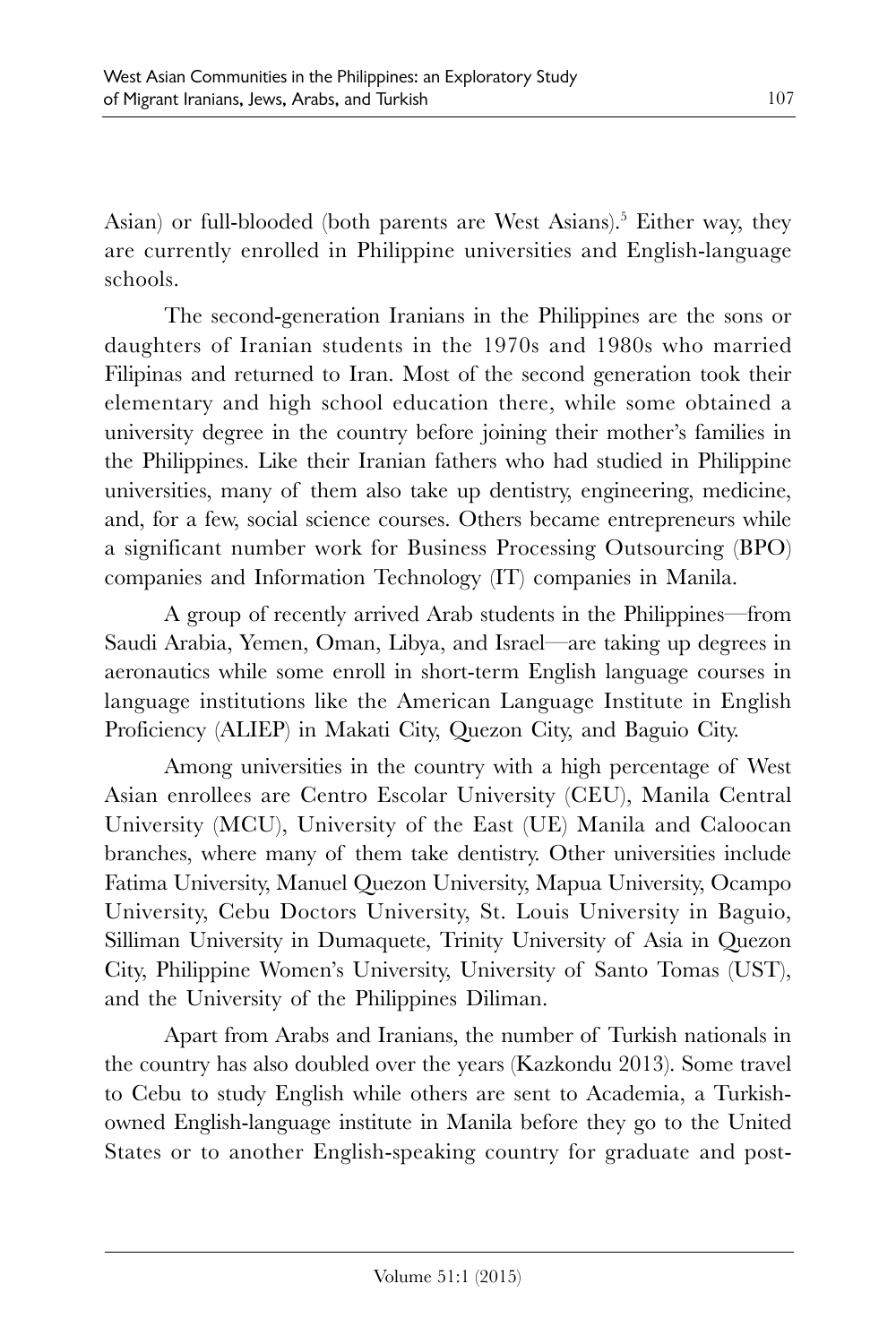Asian) or full-blooded (both parents are West Asians).[5] Either way, they are currently enrolled in Philippine universities and English-language schools.

The second-generation Iranians in the Philippines are the sons or daughters of Iranian students in the 1970s and 1980s who married Filipinas and returned to Iran. Most of the second generation took their elementary and high school education there, while some obtained a university degree in the country before joining their mother's families in the Philippines. Like their Iranian fathers who had studied in Philippine universities, many of them also take up dentistry, engineering, medicine, and, for a few, social science courses. Others became entrepreneurs while a significant number work for Business Processing Outsourcing (BPO) companies and Information Technology (IT) companies in Manila.

A group of recently arrived Arab students in the Philippines—from Saudi Arabia, Yemen, Oman, Libya, and Israel—are taking up degrees in aeronautics while some enroll in short-term English language courses in language institutions like the American Language Institute in English Proficiency (ALIEP) in Makati City, Quezon City, and Baguio City.

Among universities in the country with a high percentage of West Asian enrollees are Centro Escolar University (CEU), Manila Central University (MCU), University of the East (UE) Manila and Caloocan branches, where many of them take dentistry. Other universities include Fatima University, Manuel Quezon University, Mapua University, Ocampo University, Cebu Doctors University, St. Louis University in Baguio, Silliman University in Dumaquete, Trinity University of Asia in Quezon City, Philippine Women's University, University of Santo Tomas (UST), and the University of the Philippines Diliman.

Apart from Arabs and Iranians, the number of Turkish nationals in the country has also doubled over the years (Kazkondu 2013). Some travel to Cebu to study English while others are sent to Academia, a Turkish-owned English-language institute in Manila before they go to the United States or to another English-speaking country for graduate and post-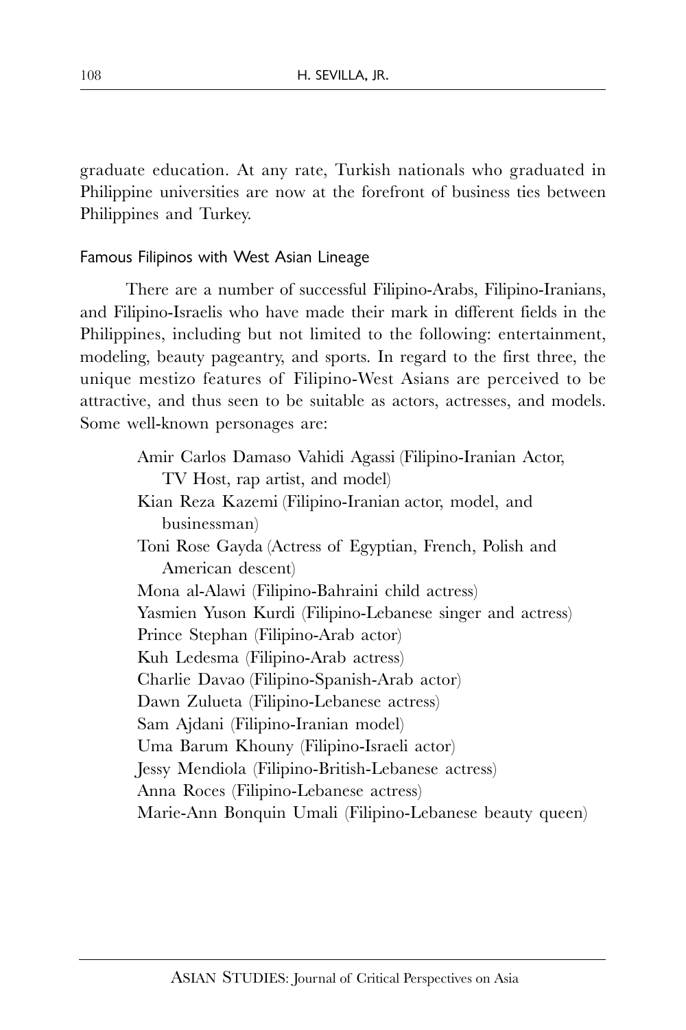graduate education. At any rate, Turkish nationals who graduated in Philippine universities are now at the forefront of business ties between Philippines and Turkey.

### Famous Filipinos with West Asian Lineage

There are a number of successful Filipino-Arabs, Filipino-Iranians, and Filipino-Israelis who have made their mark in different fields in the Philippines, including but not limited to the following: entertainment, modeling, beauty pageantry, and sports. In regard to the first three, the unique mestizo features of Filipino-West Asians are perceived to be attractive, and thus seen to be suitable as actors, actresses, and models. Some well-known personages are:

Amir Carlos Damaso Vahidi Agassi (Filipino-Iranian Actor, TV Host, rap artist, and model)
Kian Reza Kazemi (Filipino-Iranian actor, model, and businessman)
Toni Rose Gayda (Actress of Egyptian, French, Polish and American descent)
Mona al-Alawi (Filipino-Bahraini child actress)
Yasmien Yuson Kurdi (Filipino-Lebanese singer and actress)
Prince Stephan (Filipino-Arab actor)
Kuh Ledesma (Filipino-Arab actress)
Charlie Davao (Filipino-Spanish-Arab actor)
Dawn Zulueta (Filipino-Lebanese actress)
Sam Ajdani (Filipino-Iranian model)
Uma Barum Khouny (Filipino-Israeli actor)
Jessy Mendiola (Filipino-British-Lebanese actress)
Anna Roces (Filipino-Lebanese actress)
Marie-Ann Bonquin Umali (Filipino-Lebanese beauty queen)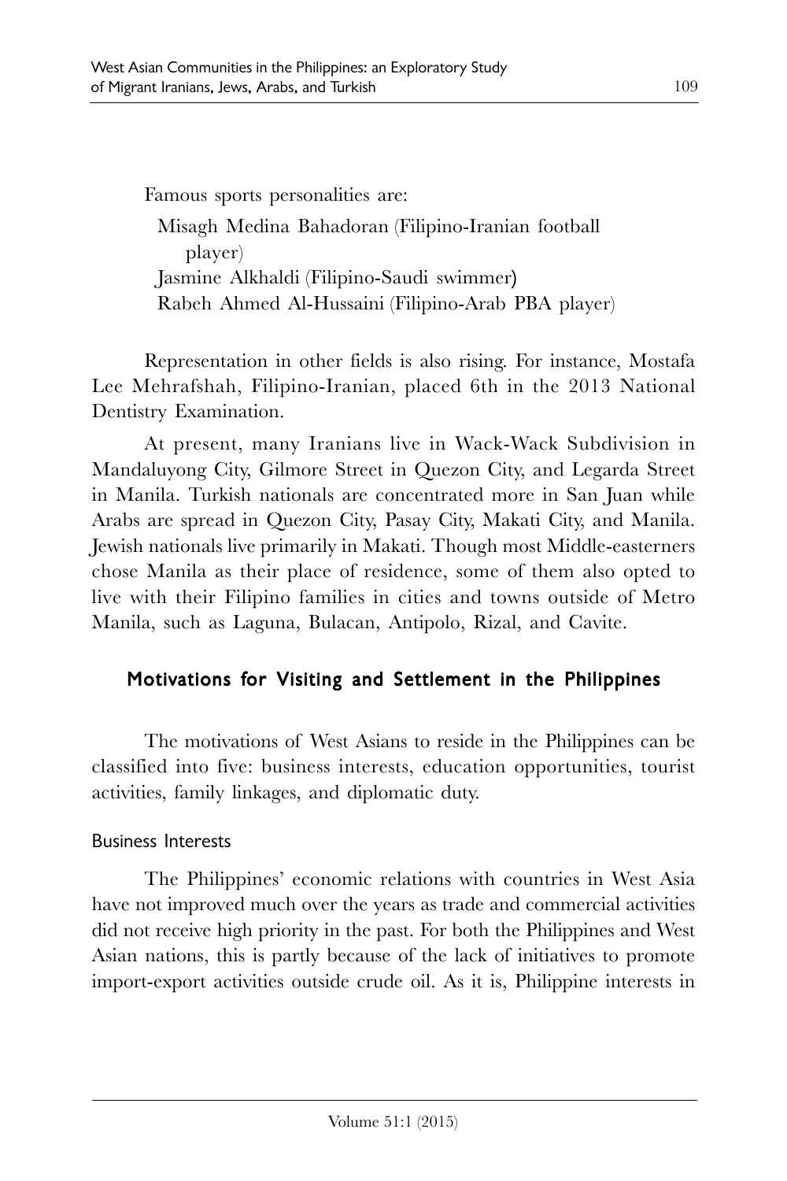Famous sports personalities are:

- Misagh Medina Bahadoran (Filipino-Iranian football player)
- Jasmine Alkhaldi (Filipino-Saudi swimmer)
- Rabeh Ahmed Al-Hussaini (Filipino-Arab PBA player)

Representation in other fields is also rising. For instance, Mostafa Lee Mehrafshah, Filipino-Iranian, placed 6th in the 2013 National Dentistry Examination.

At present, many Iranians live in Wack-Wack Subdivision in Mandaluyong City, Gilmore Street in Quezon City, and Legarda Street in Manila. Turkish nationals are concentrated more in San Juan while Arabs are spread in Quezon City, Pasay City, Makati City, and Manila. Jewish nationals live primarily in Makati. Though most Middle-easterners chose Manila as their place of residence, some of them also opted to live with their Filipino families in cities and towns outside of Metro Manila, such as Laguna, Bulacan, Antipolo, Rizal, and Cavite.

## Motivations for Visiting and Settlement in the Philippines

The motivations of West Asians to reside in the Philippines can be classified into five: business interests, education opportunities, tourist activities, family linkages, and diplomatic duty.

### Business Interests

The Philippines' economic relations with countries in West Asia have not improved much over the years as trade and commercial activities did not receive high priority in the past. For both the Philippines and West Asian nations, this is partly because of the lack of initiatives to promote import-export activities outside crude oil. As it is, Philippine interests in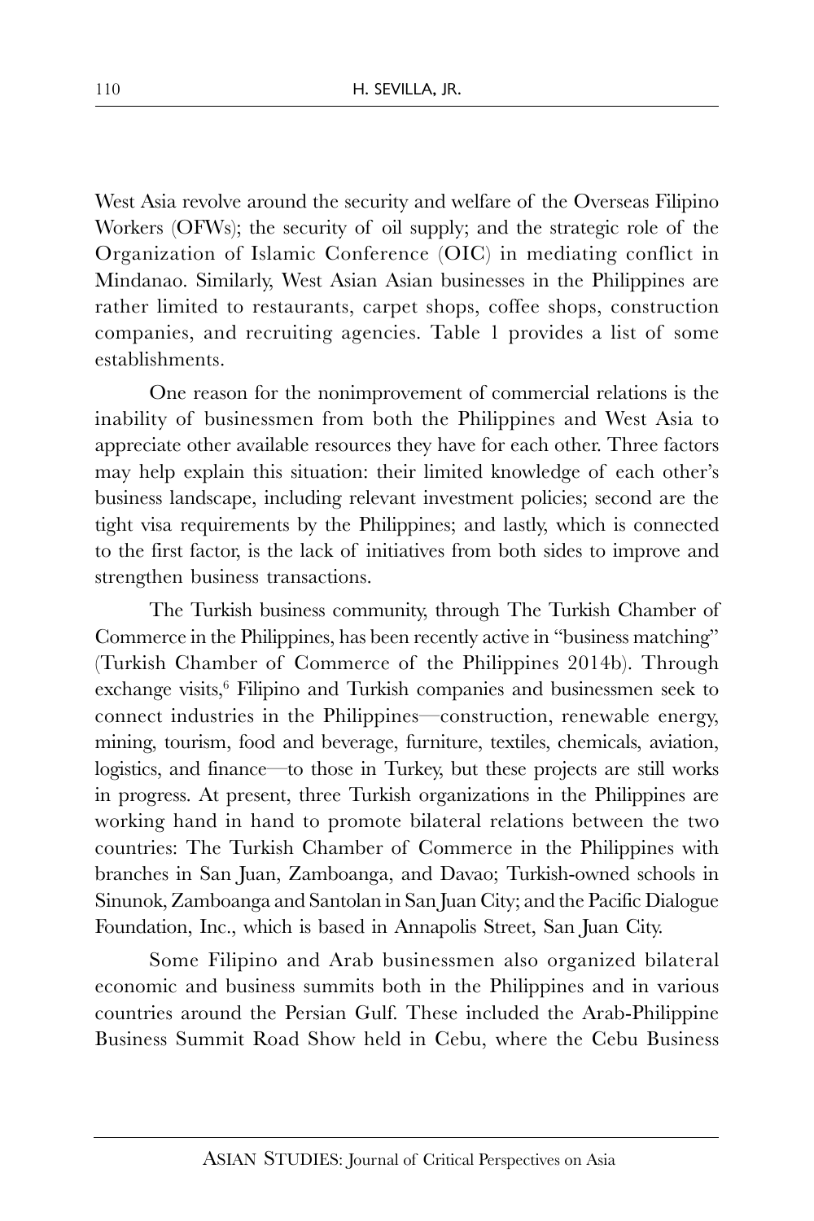West Asia revolve around the security and welfare of the Overseas Filipino Workers (OFWs); the security of oil supply; and the strategic role of the Organization of Islamic Conference (OIC) in mediating conflict in Mindanao. Similarly, West Asian Asian businesses in the Philippines are rather limited to restaurants, carpet shops, coffee shops, construction companies, and recruiting agencies. Table 1 provides a list of some establishments.

One reason for the nonimprovement of commercial relations is the inability of businessmen from both the Philippines and West Asia to appreciate other available resources they have for each other. Three factors may help explain this situation: their limited knowledge of each other's business landscape, including relevant investment policies; second are the tight visa requirements by the Philippines; and lastly, which is connected to the first factor, is the lack of initiatives from both sides to improve and strengthen business transactions.

The Turkish business community, through The Turkish Chamber of Commerce in the Philippines, has been recently active in "business matching" (Turkish Chamber of Commerce of the Philippines 2014b). Through exchange visits,[6] Filipino and Turkish companies and businessmen seek to connect industries in the Philippines—construction, renewable energy, mining, tourism, food and beverage, furniture, textiles, chemicals, aviation, logistics, and finance—to those in Turkey, but these projects are still works in progress. At present, three Turkish organizations in the Philippines are working hand in hand to promote bilateral relations between the two countries: The Turkish Chamber of Commerce in the Philippines with branches in San Juan, Zamboanga, and Davao; Turkish-owned schools in Sinunok, Zamboanga and Santolan in San Juan City; and the Pacific Dialogue Foundation, Inc., which is based in Annapolis Street, San Juan City.

Some Filipino and Arab businessmen also organized bilateral economic and business summits both in the Philippines and in various countries around the Persian Gulf. These included the Arab-Philippine Business Summit Road Show held in Cebu, where the Cebu Business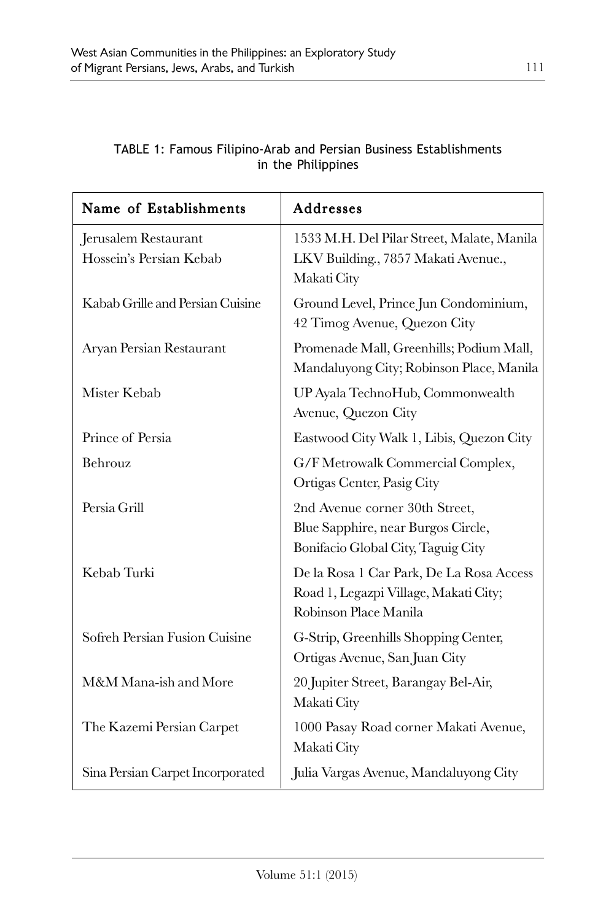TABLE 1: Famous Filipino-Arab and Persian Business Establishments in the Philippines

| Name of Establishments | Addresses |
|---|---|
| Jerusalem Restaurant | 1533 M.H. Del Pilar Street, Malate, Manila |
| Hossein's Persian Kebab | LKV Building., 7857 Makati Avenue., Makati City |
| Kabab Grille and Persian Cuisine | Ground Level, Prince Jun Condominium, 42 Timog Avenue, Quezon City |
| Aryan Persian Restaurant | Promenade Mall, Greenhills; Podium Mall, Mandaluyong City; Robinson Place, Manila |
| Mister Kebab | UP Ayala TechnoHub, Commonwealth Avenue, Quezon City |
| Prince of Persia | Eastwood City Walk 1, Libis, Quezon City |
| Behrouz | G/F Metrowalk Commercial Complex, Ortigas Center, Pasig City |
| Persia Grill | 2nd Avenue corner 30th Street, Blue Sapphire, near Burgos Circle, Bonifacio Global City, Taguig City |
| Kebab Turki | De la Rosa 1 Car Park, De La Rosa Access Road 1, Legazpi Village, Makati City; Robinson Place Manila |
| Sofreh Persian Fusion Cuisine | G-Strip, Greenhills Shopping Center, Ortigas Avenue, San Juan City |
| M&M Mana-ish and More | 20 Jupiter Street, Barangay Bel-Air, Makati City |
| The Kazemi Persian Carpet | 1000 Pasay Road corner Makati Avenue, Makati City |
| Sina Persian Carpet Incorporated | Julia Vargas Avenue, Mandaluyong City |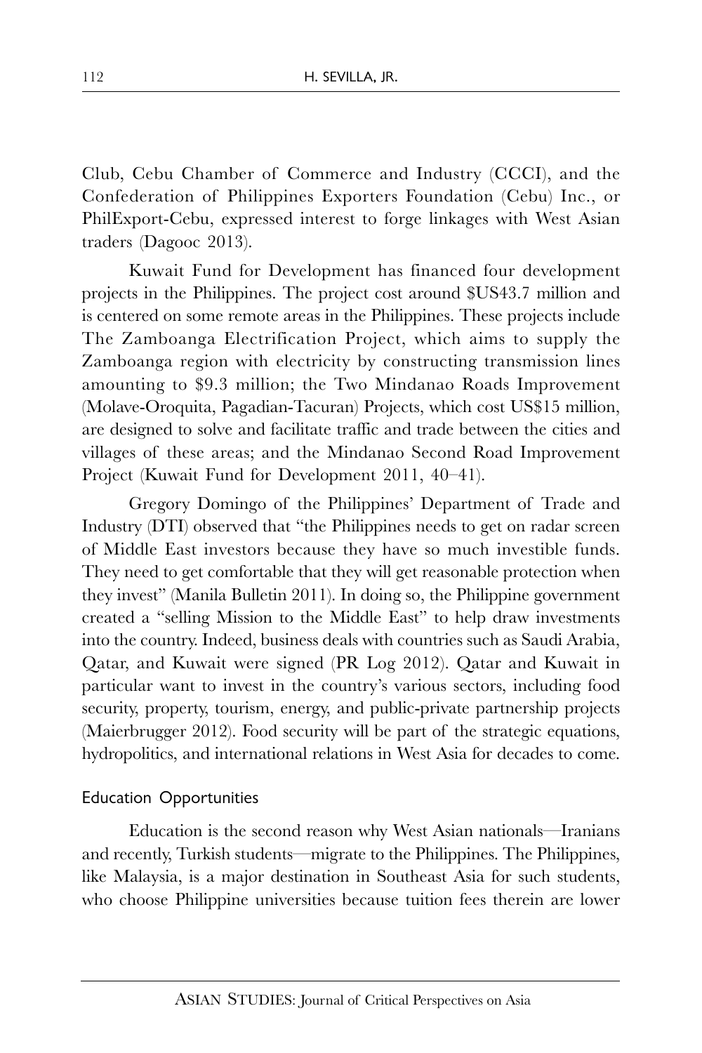Club, Cebu Chamber of Commerce and Industry (CCCI), and the Confederation of Philippines Exporters Foundation (Cebu) Inc., or PhilExport-Cebu, expressed interest to forge linkages with West Asian traders (Dagooc 2013).

Kuwait Fund for Development has financed four development projects in the Philippines. The project cost around $US43.7 million and is centered on some remote areas in the Philippines. These projects include The Zamboanga Electrification Project, which aims to supply the Zamboanga region with electricity by constructing transmission lines amounting to $9.3 million; the Two Mindanao Roads Improvement (Molave-Oroquita, Pagadian-Tacuran) Projects, which cost US$15 million, are designed to solve and facilitate traffic and trade between the cities and villages of these areas; and the Mindanao Second Road Improvement Project (Kuwait Fund for Development 2011, 40–41).

Gregory Domingo of the Philippines' Department of Trade and Industry (DTI) observed that "the Philippines needs to get on radar screen of Middle East investors because they have so much investible funds. They need to get comfortable that they will get reasonable protection when they invest" (Manila Bulletin 2011). In doing so, the Philippine government created a "selling Mission to the Middle East" to help draw investments into the country. Indeed, business deals with countries such as Saudi Arabia, Qatar, and Kuwait were signed (PR Log 2012). Qatar and Kuwait in particular want to invest in the country's various sectors, including food security, property, tourism, energy, and public-private partnership projects (Maierbrugger 2012). Food security will be part of the strategic equations, hydropolitics, and international relations in West Asia for decades to come.

### Education Opportunities

Education is the second reason why West Asian nationals—Iranians and recently, Turkish students—migrate to the Philippines. The Philippines, like Malaysia, is a major destination in Southeast Asia for such students, who choose Philippine universities because tuition fees therein are lower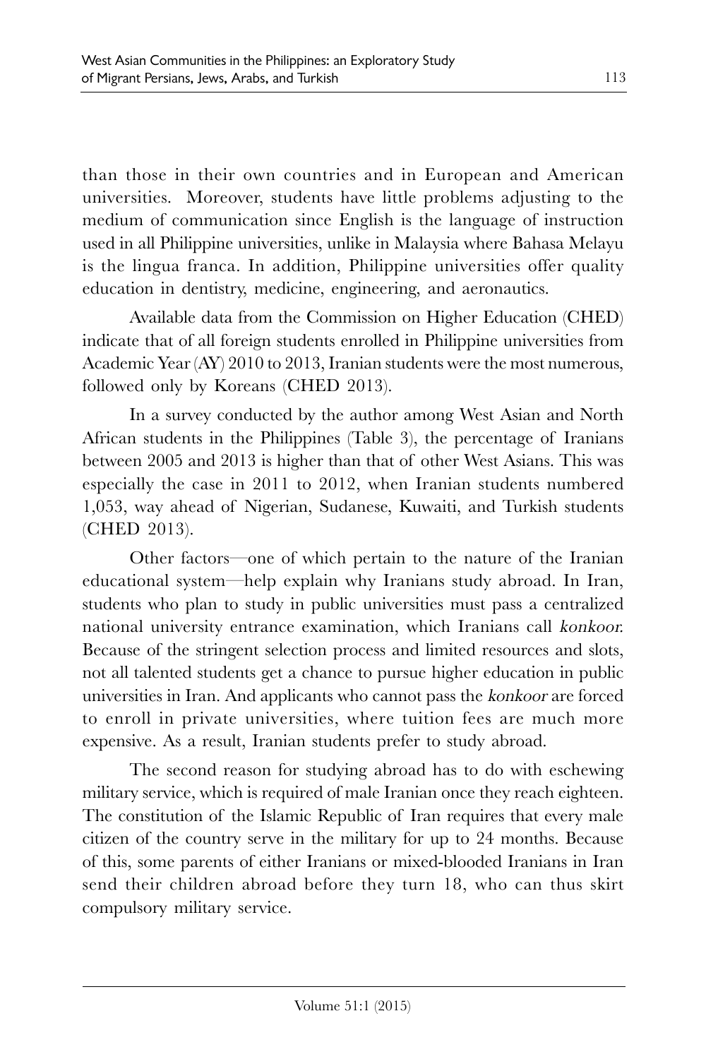than those in their own countries and in European and American universities. Moreover, students have little problems adjusting to the medium of communication since English is the language of instruction used in all Philippine universities, unlike in Malaysia where Bahasa Melayu is the lingua franca. In addition, Philippine universities offer quality education in dentistry, medicine, engineering, and aeronautics.

Available data from the Commission on Higher Education (CHED) indicate that of all foreign students enrolled in Philippine universities from Academic Year (AY) 2010 to 2013, Iranian students were the most numerous, followed only by Koreans (CHED 2013).

In a survey conducted by the author among West Asian and North African students in the Philippines (Table 3), the percentage of Iranians between 2005 and 2013 is higher than that of other West Asians. This was especially the case in 2011 to 2012, when Iranian students numbered 1,053, way ahead of Nigerian, Sudanese, Kuwaiti, and Turkish students (CHED 2013).

Other factors—one of which pertain to the nature of the Iranian educational system—help explain why Iranians study abroad. In Iran, students who plan to study in public universities must pass a centralized national university entrance examination, which Iranians call *konkoor*. Because of the stringent selection process and limited resources and slots, not all talented students get a chance to pursue higher education in public universities in Iran. And applicants who cannot pass the *konkoor* are forced to enroll in private universities, where tuition fees are much more expensive. As a result, Iranian students prefer to study abroad.

The second reason for studying abroad has to do with eschewing military service, which is required of male Iranian once they reach eighteen. The constitution of the Islamic Republic of Iran requires that every male citizen of the country serve in the military for up to 24 months. Because of this, some parents of either Iranians or mixed-blooded Iranians in Iran send their children abroad before they turn 18, who can thus skirt compulsory military service.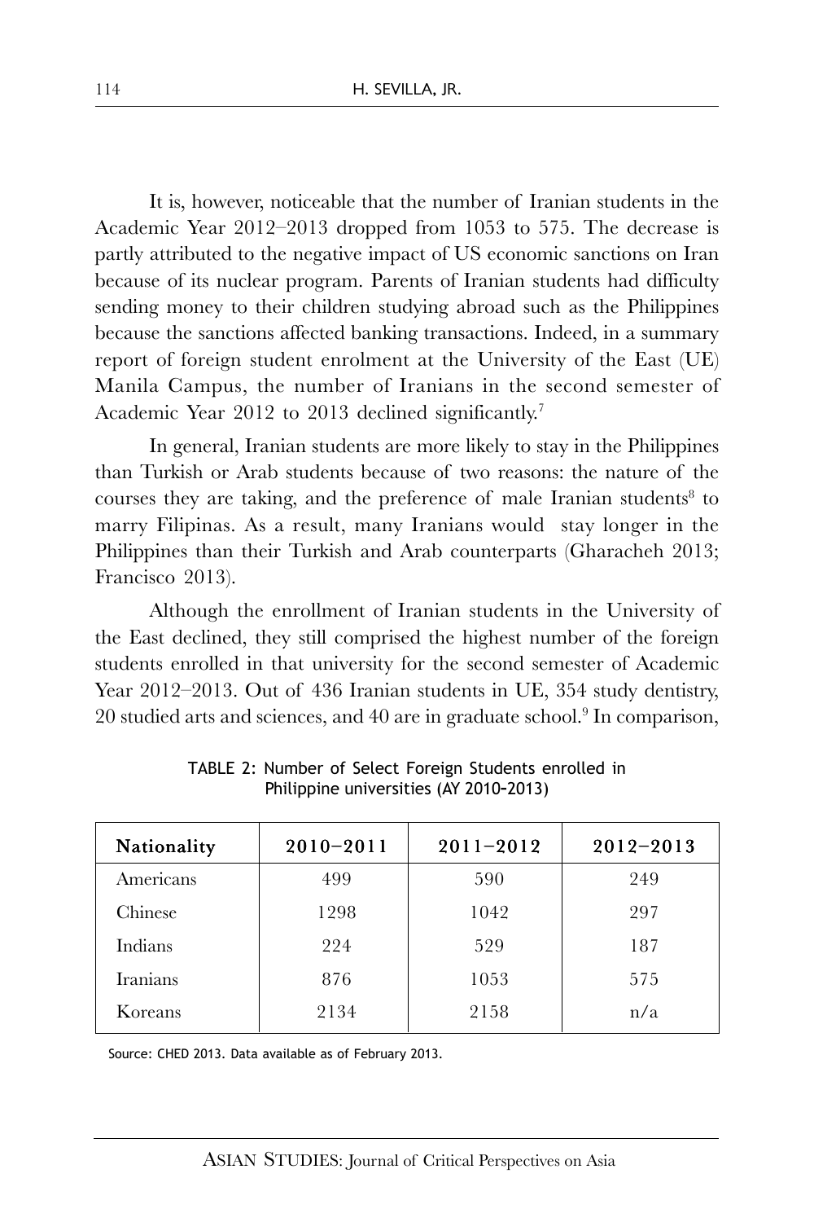It is, however, noticeable that the number of Iranian students in the Academic Year 2012–2013 dropped from 1053 to 575. The decrease is partly attributed to the negative impact of US economic sanctions on Iran because of its nuclear program. Parents of Iranian students had difficulty sending money to their children studying abroad such as the Philippines because the sanctions affected banking transactions. Indeed, in a summary report of foreign student enrolment at the University of the East (UE) Manila Campus, the number of Iranians in the second semester of Academic Year 2012 to 2013 declined significantly.[7]

In general, Iranian students are more likely to stay in the Philippines than Turkish or Arab students because of two reasons: the nature of the courses they are taking, and the preference of male Iranian students[8] to marry Filipinas. As a result, many Iranians would stay longer in the Philippines than their Turkish and Arab counterparts (Gharacheh 2013; Francisco 2013).

Although the enrollment of Iranian students in the University of the East declined, they still comprised the highest number of the foreign students enrolled in that university for the second semester of Academic Year 2012–2013. Out of 436 Iranian students in UE, 354 study dentistry, 20 studied arts and sciences, and 40 are in graduate school.[9] In comparison,

TABLE 2: Number of Select Foreign Students enrolled in Philippine universities (AY 2010–2013)

| Nationality | 2010–2011 | 2011–2012 | 2012–2013 |
|---|---|---|---|
| Americans | 499 | 590 | 249 |
| Chinese | 1298 | 1042 | 297 |
| Indians | 224 | 529 | 187 |
| Iranians | 876 | 1053 | 575 |
| Koreans | 2134 | 2158 | n/a |

Source: CHED 2013. Data available as of February 2013.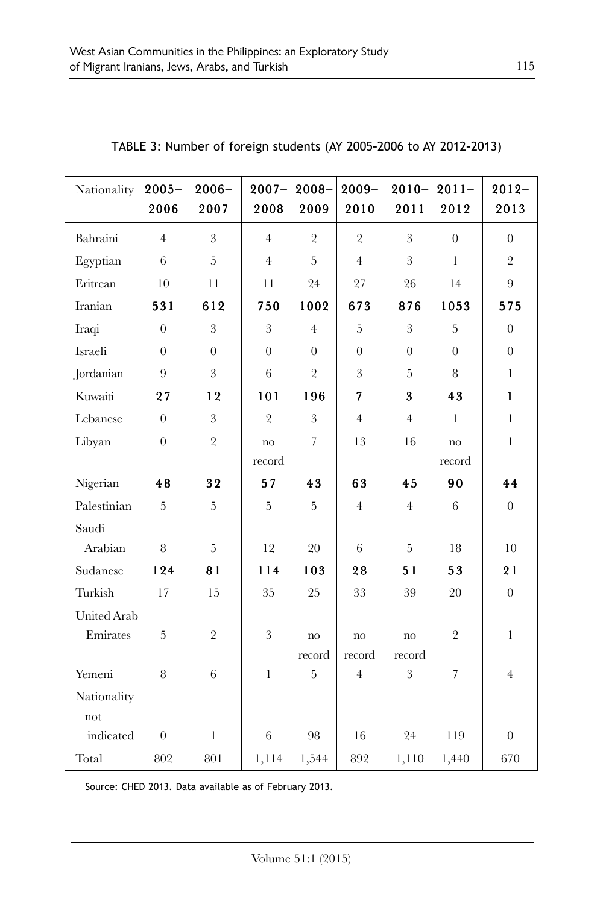TABLE 3: Number of foreign students (AY 2005-2006 to AY 2012-2013)

| Nationality | 2005–2006 | 2006–2007 | 2007–2008 | 2008–2009 | 2009–2010 | 2010–2011 | 2011–2012 | 2012–2013 |
|---|---|---|---|---|---|---|---|---|
| Bahraini | 4 | 3 | 4 | 2 | 2 | 3 | 0 | 0 |
| Egyptian | 6 | 5 | 4 | 5 | 4 | 3 | 1 | 2 |
| Eritrean | 10 | 11 | 11 | 24 | 27 | 26 | 14 | 9 |
| Iranian | **531** | **612** | **750** | **1002** | **673** | **876** | **1053** | **575** |
| Iraqi | 0 | 3 | 3 | 4 | 5 | 3 | 5 | 0 |
| Israeli | 0 | 0 | 0 | 0 | 0 | 0 | 0 | 0 |
| Jordanian | 9 | 3 | 6 | 2 | 3 | 5 | 8 | 1 |
| Kuwaiti | **27** | **12** | **101** | **196** | **7** | **3** | **43** | **1** |
| Lebanese | 0 | 3 | 2 | 3 | 4 | 4 | 1 | 1 |
| Libyan | 0 | 2 | no record | 7 | 13 | 16 | no record | 1 |
| Nigerian | **48** | **32** | **57** | **43** | **63** | **45** | **90** | **44** |
| Palestinian | 5 | 5 | 5 | 5 | 4 | 4 | 6 | 0 |
| Saudi Arabian | 8 | 5 | 12 | 20 | 6 | 5 | 18 | 10 |
| Sudanese | **124** | **81** | **114** | **103** | **28** | **51** | **53** | **21** |
| Turkish | 17 | 15 | 35 | 25 | 33 | 39 | 20 | 0 |
| United Arab Emirates | 5 | 2 | 3 | no record | no record | no record | 2 | 1 |
| Yemeni | 8 | 6 | 1 | 5 | 4 | 3 | 7 | 4 |
| Nationality not indicated | 0 | 1 | 6 | 98 | 16 | 24 | 119 | 0 |
| Total | 802 | 801 | 1,114 | 1,544 | 892 | 1,110 | 1,440 | 670 |

Source: CHED 2013. Data available as of February 2013.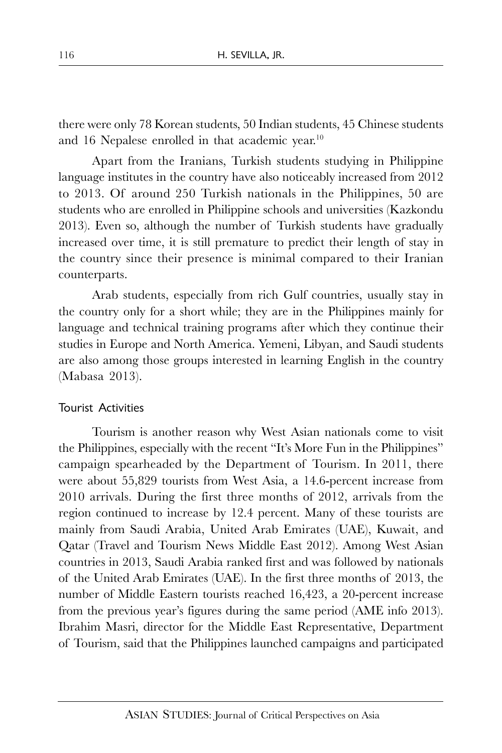there were only 78 Korean students, 50 Indian students, 45 Chinese students and 16 Nepalese enrolled in that academic year.[10]

Apart from the Iranians, Turkish students studying in Philippine language institutes in the country have also noticeably increased from 2012 to 2013. Of around 250 Turkish nationals in the Philippines, 50 are students who are enrolled in Philippine schools and universities (Kazkondu 2013). Even so, although the number of Turkish students have gradually increased over time, it is still premature to predict their length of stay in the country since their presence is minimal compared to their Iranian counterparts.

Arab students, especially from rich Gulf countries, usually stay in the country only for a short while; they are in the Philippines mainly for language and technical training programs after which they continue their studies in Europe and North America. Yemeni, Libyan, and Saudi students are also among those groups interested in learning English in the country (Mabasa 2013).

### Tourist Activities

Tourism is another reason why West Asian nationals come to visit the Philippines, especially with the recent "It's More Fun in the Philippines" campaign spearheaded by the Department of Tourism. In 2011, there were about 55,829 tourists from West Asia, a 14.6-percent increase from 2010 arrivals. During the first three months of 2012, arrivals from the region continued to increase by 12.4 percent. Many of these tourists are mainly from Saudi Arabia, United Arab Emirates (UAE), Kuwait, and Qatar (Travel and Tourism News Middle East 2012). Among West Asian countries in 2013, Saudi Arabia ranked first and was followed by nationals of the United Arab Emirates (UAE). In the first three months of 2013, the number of Middle Eastern tourists reached 16,423, a 20-percent increase from the previous year's figures during the same period (AME info 2013). Ibrahim Masri, director for the Middle East Representative, Department of Tourism, said that the Philippines launched campaigns and participated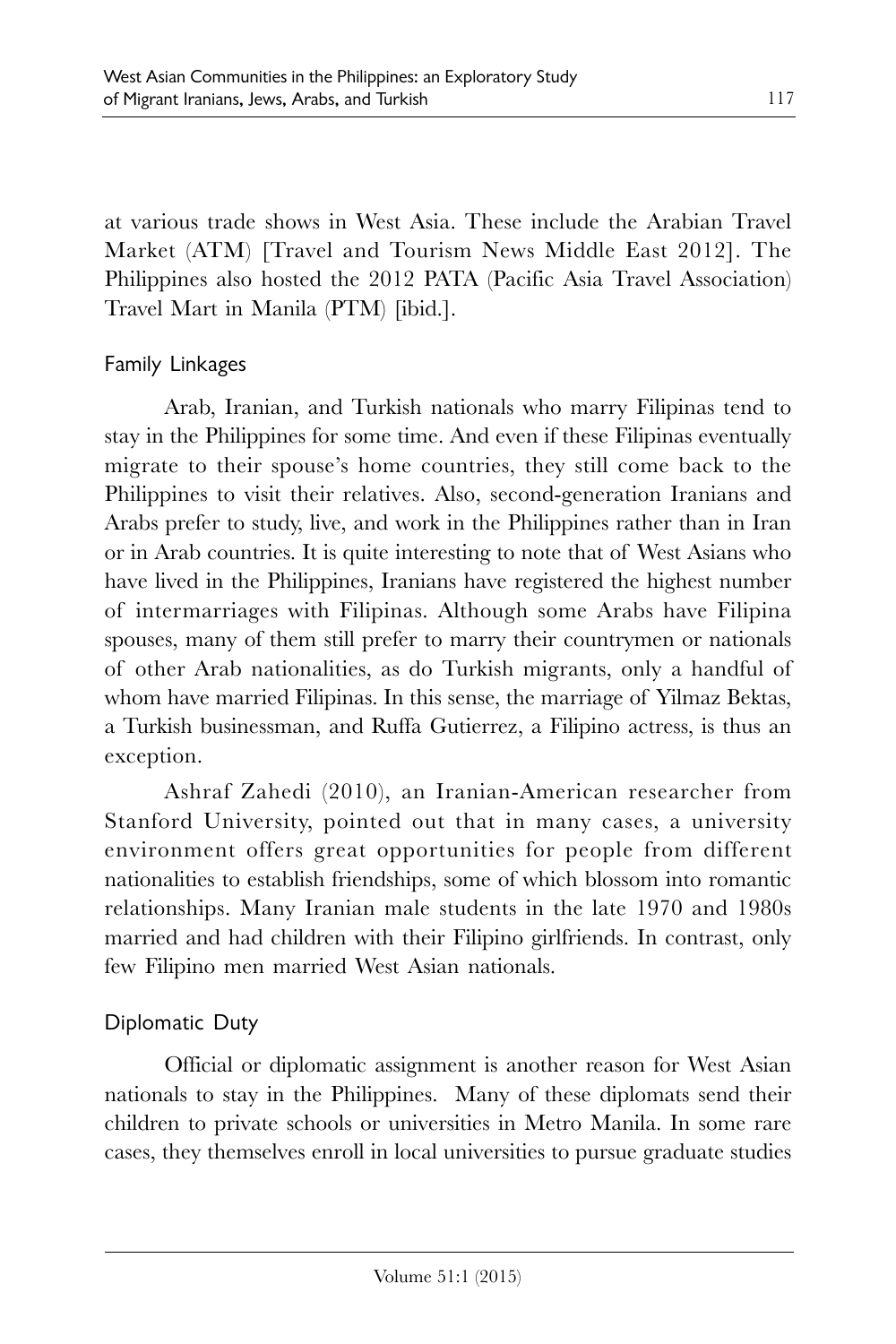at various trade shows in West Asia. These include the Arabian Travel Market (ATM) [Travel and Tourism News Middle East 2012]. The Philippines also hosted the 2012 PATA (Pacific Asia Travel Association) Travel Mart in Manila (PTM) [ibid.].

### Family Linkages

Arab, Iranian, and Turkish nationals who marry Filipinas tend to stay in the Philippines for some time. And even if these Filipinas eventually migrate to their spouse's home countries, they still come back to the Philippines to visit their relatives. Also, second-generation Iranians and Arabs prefer to study, live, and work in the Philippines rather than in Iran or in Arab countries. It is quite interesting to note that of West Asians who have lived in the Philippines, Iranians have registered the highest number of intermarriages with Filipinas. Although some Arabs have Filipina spouses, many of them still prefer to marry their countrymen or nationals of other Arab nationalities, as do Turkish migrants, only a handful of whom have married Filipinas. In this sense, the marriage of Yilmaz Bektas, a Turkish businessman, and Ruffa Gutierrez, a Filipino actress, is thus an exception.

Ashraf Zahedi (2010), an Iranian-American researcher from Stanford University, pointed out that in many cases, a university environment offers great opportunities for people from different nationalities to establish friendships, some of which blossom into romantic relationships. Many Iranian male students in the late 1970 and 1980s married and had children with their Filipino girlfriends. In contrast, only few Filipino men married West Asian nationals.

### Diplomatic Duty

Official or diplomatic assignment is another reason for West Asian nationals to stay in the Philippines. Many of these diplomats send their children to private schools or universities in Metro Manila. In some rare cases, they themselves enroll in local universities to pursue graduate studies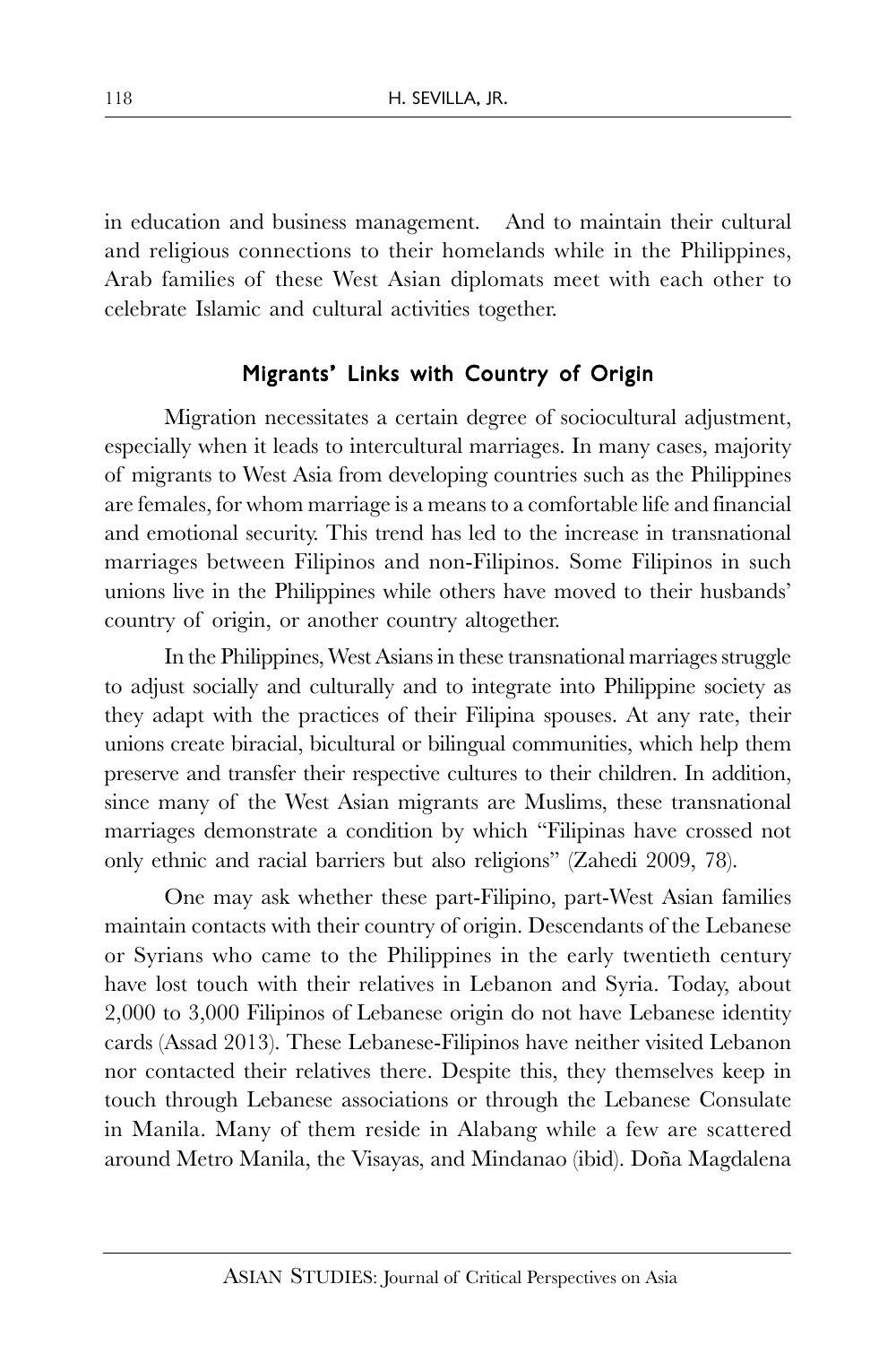in education and business management. And to maintain their cultural and religious connections to their homelands while in the Philippines, Arab families of these West Asian diplomats meet with each other to celebrate Islamic and cultural activities together.

## Migrants' Links with Country of Origin

Migration necessitates a certain degree of sociocultural adjustment, especially when it leads to intercultural marriages. In many cases, majority of migrants to West Asia from developing countries such as the Philippines are females, for whom marriage is a means to a comfortable life and financial and emotional security. This trend has led to the increase in transnational marriages between Filipinos and non-Filipinos. Some Filipinos in such unions live in the Philippines while others have moved to their husbands' country of origin, or another country altogether.

In the Philippines, West Asians in these transnational marriages struggle to adjust socially and culturally and to integrate into Philippine society as they adapt with the practices of their Filipina spouses. At any rate, their unions create biracial, bicultural or bilingual communities, which help them preserve and transfer their respective cultures to their children. In addition, since many of the West Asian migrants are Muslims, these transnational marriages demonstrate a condition by which "Filipinas have crossed not only ethnic and racial barriers but also religions" (Zahedi 2009, 78).

One may ask whether these part-Filipino, part-West Asian families maintain contacts with their country of origin. Descendants of the Lebanese or Syrians who came to the Philippines in the early twentieth century have lost touch with their relatives in Lebanon and Syria. Today, about 2,000 to 3,000 Filipinos of Lebanese origin do not have Lebanese identity cards (Assad 2013). These Lebanese-Filipinos have neither visited Lebanon nor contacted their relatives there. Despite this, they themselves keep in touch through Lebanese associations or through the Lebanese Consulate in Manila. Many of them reside in Alabang while a few are scattered around Metro Manila, the Visayas, and Mindanao (ibid). Doña Magdalena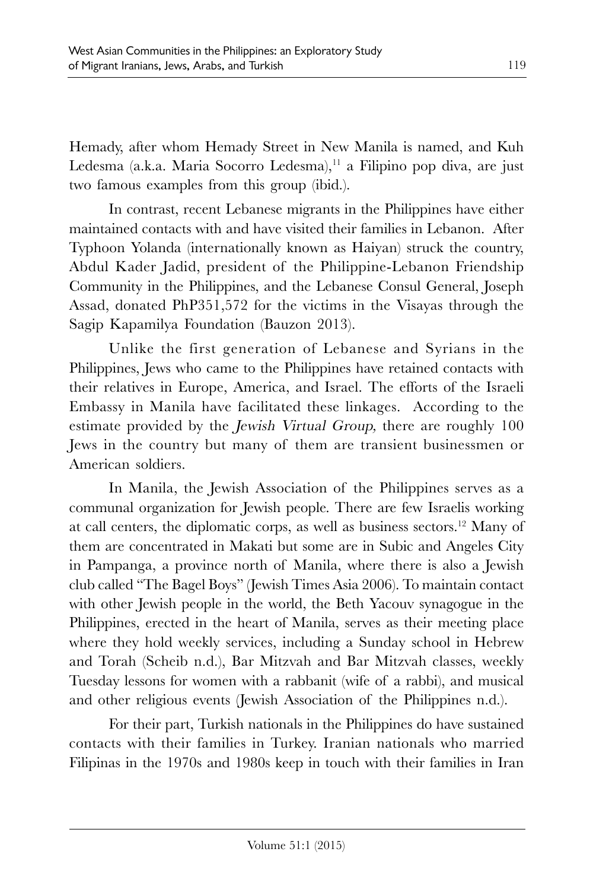Hemady, after whom Hemady Street in New Manila is named, and Kuh Ledesma (a.k.a. Maria Socorro Ledesma),[11] a Filipino pop diva, are just two famous examples from this group (ibid.).

In contrast, recent Lebanese migrants in the Philippines have either maintained contacts with and have visited their families in Lebanon. After Typhoon Yolanda (internationally known as Haiyan) struck the country, Abdul Kader Jadid, president of the Philippine-Lebanon Friendship Community in the Philippines, and the Lebanese Consul General, Joseph Assad, donated PhP351,572 for the victims in the Visayas through the Sagip Kapamilya Foundation (Bauzon 2013).

Unlike the first generation of Lebanese and Syrians in the Philippines, Jews who came to the Philippines have retained contacts with their relatives in Europe, America, and Israel. The efforts of the Israeli Embassy in Manila have facilitated these linkages. According to the estimate provided by the *Jewish Virtual Group,* there are roughly 100 Jews in the country but many of them are transient businessmen or American soldiers.

In Manila, the Jewish Association of the Philippines serves as a communal organization for Jewish people. There are few Israelis working at call centers, the diplomatic corps, as well as business sectors.[12] Many of them are concentrated in Makati but some are in Subic and Angeles City in Pampanga, a province north of Manila, where there is also a Jewish club called "The Bagel Boys" (Jewish Times Asia 2006). To maintain contact with other Jewish people in the world, the Beth Yacouv synagogue in the Philippines, erected in the heart of Manila, serves as their meeting place where they hold weekly services, including a Sunday school in Hebrew and Torah (Scheib n.d.), Bar Mitzvah and Bar Mitzvah classes, weekly Tuesday lessons for women with a rabbanit (wife of a rabbi), and musical and other religious events (Jewish Association of the Philippines n.d.).

For their part, Turkish nationals in the Philippines do have sustained contacts with their families in Turkey. Iranian nationals who married Filipinas in the 1970s and 1980s keep in touch with their families in Iran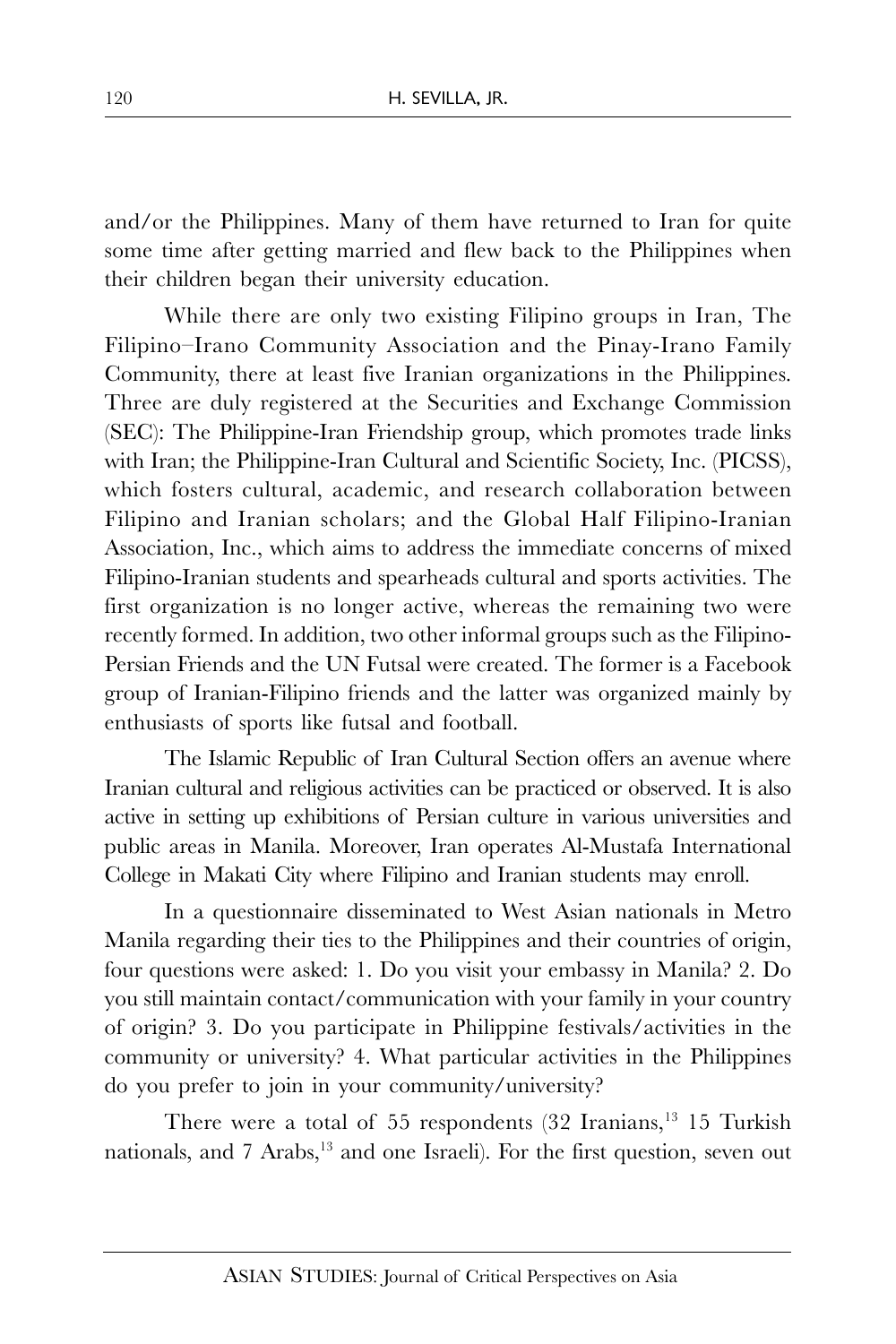and/or the Philippines. Many of them have returned to Iran for quite some time after getting married and flew back to the Philippines when their children began their university education.

While there are only two existing Filipino groups in Iran, The Filipino–Irano Community Association and the Pinay-Irano Family Community, there at least five Iranian organizations in the Philippines. Three are duly registered at the Securities and Exchange Commission (SEC): The Philippine-Iran Friendship group, which promotes trade links with Iran; the Philippine-Iran Cultural and Scientific Society, Inc. (PICSS), which fosters cultural, academic, and research collaboration between Filipino and Iranian scholars; and the Global Half Filipino-Iranian Association, Inc., which aims to address the immediate concerns of mixed Filipino-Iranian students and spearheads cultural and sports activities. The first organization is no longer active, whereas the remaining two were recently formed. In addition, two other informal groups such as the Filipino-Persian Friends and the UN Futsal were created. The former is a Facebook group of Iranian-Filipino friends and the latter was organized mainly by enthusiasts of sports like futsal and football.

The Islamic Republic of Iran Cultural Section offers an avenue where Iranian cultural and religious activities can be practiced or observed. It is also active in setting up exhibitions of Persian culture in various universities and public areas in Manila. Moreover, Iran operates Al-Mustafa International College in Makati City where Filipino and Iranian students may enroll.

In a questionnaire disseminated to West Asian nationals in Metro Manila regarding their ties to the Philippines and their countries of origin, four questions were asked: 1. Do you visit your embassy in Manila? 2. Do you still maintain contact/communication with your family in your country of origin? 3. Do you participate in Philippine festivals/activities in the community or university? 4. What particular activities in the Philippines do you prefer to join in your community/university?

There were a total of 55 respondents (32 Iranians,[13] 15 Turkish nationals, and 7 Arabs,[13] and one Israeli). For the first question, seven out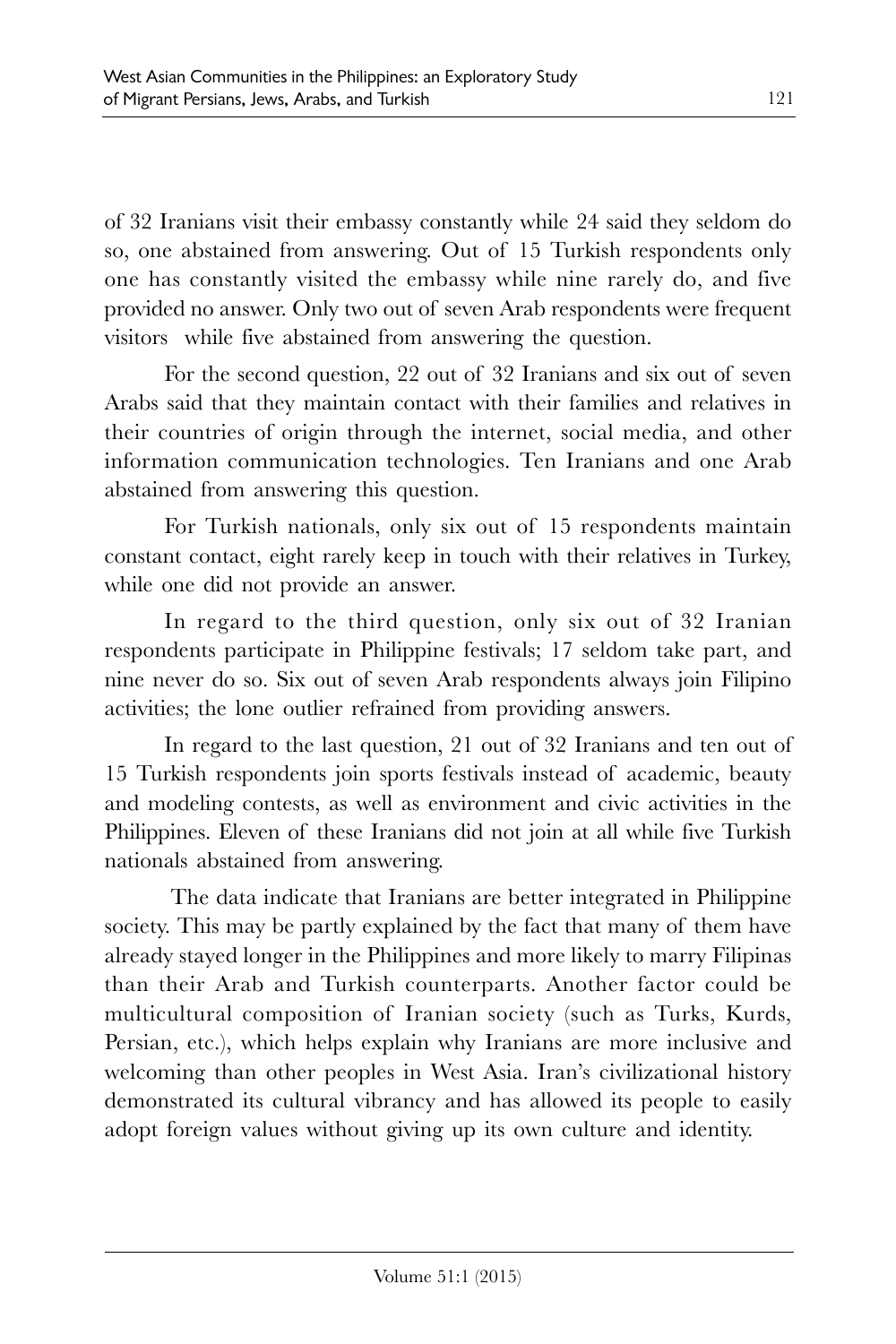of 32 Iranians visit their embassy constantly while 24 said they seldom do so, one abstained from answering. Out of 15 Turkish respondents only one has constantly visited the embassy while nine rarely do, and five provided no answer. Only two out of seven Arab respondents were frequent visitors  while five abstained from answering the question.

For the second question, 22 out of 32 Iranians and six out of seven Arabs said that they maintain contact with their families and relatives in their countries of origin through the internet, social media, and other information communication technologies. Ten Iranians and one Arab abstained from answering this question.

For Turkish nationals, only six out of 15 respondents maintain constant contact, eight rarely keep in touch with their relatives in Turkey, while one did not provide an answer.

In regard to the third question, only six out of 32 Iranian respondents participate in Philippine festivals; 17 seldom take part, and nine never do so. Six out of seven Arab respondents always join Filipino activities; the lone outlier refrained from providing answers.

In regard to the last question, 21 out of 32 Iranians and ten out of 15 Turkish respondents join sports festivals instead of academic, beauty and modeling contests, as well as environment and civic activities in the Philippines. Eleven of these Iranians did not join at all while five Turkish nationals abstained from answering.

The data indicate that Iranians are better integrated in Philippine society. This may be partly explained by the fact that many of them have already stayed longer in the Philippines and more likely to marry Filipinas than their Arab and Turkish counterparts. Another factor could be multicultural composition of Iranian society (such as Turks, Kurds, Persian, etc.), which helps explain why Iranians are more inclusive and welcoming than other peoples in West Asia. Iran's civilizational history demonstrated its cultural vibrancy and has allowed its people to easily adopt foreign values without giving up its own culture and identity.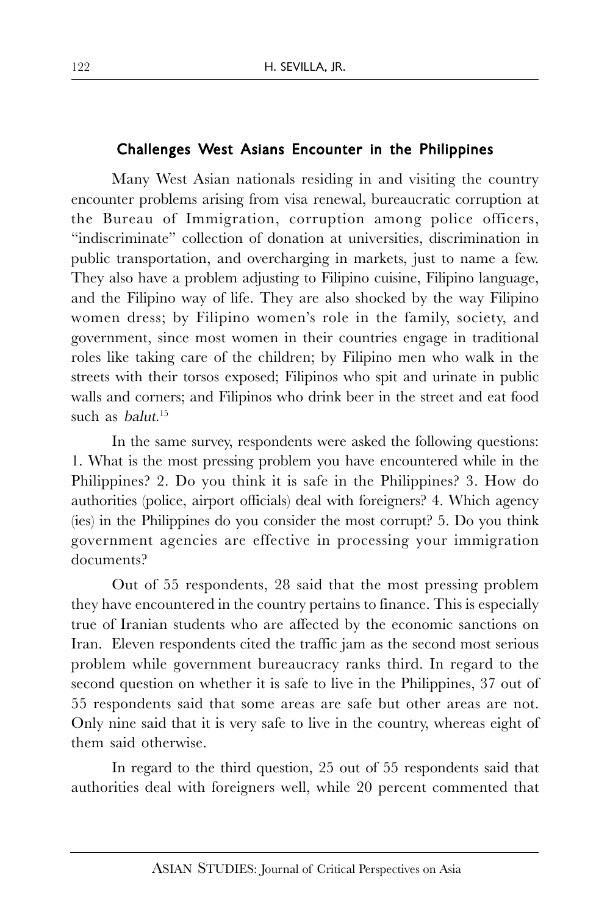## Challenges West Asians Encounter in the Philippines

Many West Asian nationals residing in and visiting the country encounter problems arising from visa renewal, bureaucratic corruption at the Bureau of Immigration, corruption among police officers, "indiscriminate" collection of donation at universities, discrimination in public transportation, and overcharging in markets, just to name a few. They also have a problem adjusting to Filipino cuisine, Filipino language, and the Filipino way of life. They are also shocked by the way Filipino women dress; by Filipino women's role in the family, society, and government, since most women in their countries engage in traditional roles like taking care of the children; by Filipino men who walk in the streets with their torsos exposed; Filipinos who spit and urinate in public walls and corners; and Filipinos who drink beer in the street and eat food such as *balut*.[15]

In the same survey, respondents were asked the following questions: 1. What is the most pressing problem you have encountered while in the Philippines? 2. Do you think it is safe in the Philippines? 3. How do authorities (police, airport officials) deal with foreigners? 4. Which agency (ies) in the Philippines do you consider the most corrupt? 5. Do you think government agencies are effective in processing your immigration documents?

Out of 55 respondents, 28 said that the most pressing problem they have encountered in the country pertains to finance. This is especially true of Iranian students who are affected by the economic sanctions on Iran. Eleven respondents cited the traffic jam as the second most serious problem while government bureaucracy ranks third. In regard to the second question on whether it is safe to live in the Philippines, 37 out of 55 respondents said that some areas are safe but other areas are not. Only nine said that it is very safe to live in the country, whereas eight of them said otherwise.

In regard to the third question, 25 out of 55 respondents said that authorities deal with foreigners well, while 20 percent commented that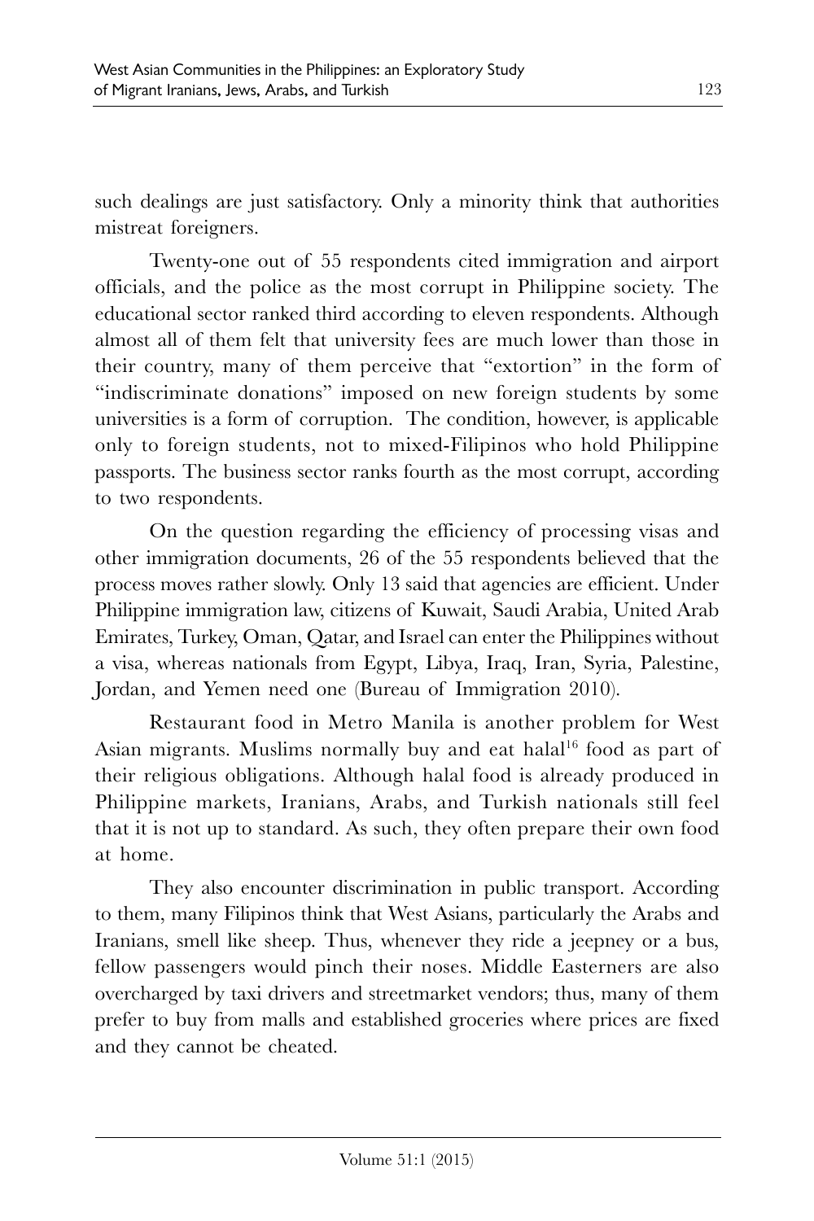such dealings are just satisfactory. Only a minority think that authorities mistreat foreigners.

Twenty-one out of 55 respondents cited immigration and airport officials, and the police as the most corrupt in Philippine society. The educational sector ranked third according to eleven respondents. Although almost all of them felt that university fees are much lower than those in their country, many of them perceive that "extortion" in the form of "indiscriminate donations" imposed on new foreign students by some universities is a form of corruption. The condition, however, is applicable only to foreign students, not to mixed-Filipinos who hold Philippine passports. The business sector ranks fourth as the most corrupt, according to two respondents.

On the question regarding the efficiency of processing visas and other immigration documents, 26 of the 55 respondents believed that the process moves rather slowly. Only 13 said that agencies are efficient. Under Philippine immigration law, citizens of Kuwait, Saudi Arabia, United Arab Emirates, Turkey, Oman, Qatar, and Israel can enter the Philippines without a visa, whereas nationals from Egypt, Libya, Iraq, Iran, Syria, Palestine, Jordan, and Yemen need one (Bureau of Immigration 2010).

Restaurant food in Metro Manila is another problem for West Asian migrants. Muslims normally buy and eat halal[16] food as part of their religious obligations. Although halal food is already produced in Philippine markets, Iranians, Arabs, and Turkish nationals still feel that it is not up to standard. As such, they often prepare their own food at home.

They also encounter discrimination in public transport. According to them, many Filipinos think that West Asians, particularly the Arabs and Iranians, smell like sheep. Thus, whenever they ride a jeepney or a bus, fellow passengers would pinch their noses. Middle Easterners are also overcharged by taxi drivers and streetmarket vendors; thus, many of them prefer to buy from malls and established groceries where prices are fixed and they cannot be cheated.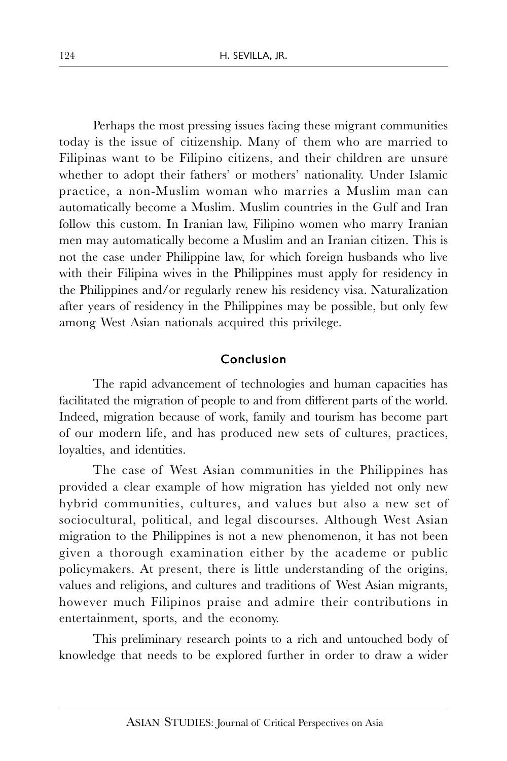Perhaps the most pressing issues facing these migrant communities today is the issue of citizenship. Many of them who are married to Filipinas want to be Filipino citizens, and their children are unsure whether to adopt their fathers' or mothers' nationality. Under Islamic practice, a non-Muslim woman who marries a Muslim man can automatically become a Muslim. Muslim countries in the Gulf and Iran follow this custom. In Iranian law, Filipino women who marry Iranian men may automatically become a Muslim and an Iranian citizen. This is not the case under Philippine law, for which foreign husbands who live with their Filipina wives in the Philippines must apply for residency in the Philippines and/or regularly renew his residency visa. Naturalization after years of residency in the Philippines may be possible, but only few among West Asian nationals acquired this privilege.

## Conclusion

The rapid advancement of technologies and human capacities has facilitated the migration of people to and from different parts of the world. Indeed, migration because of work, family and tourism has become part of our modern life, and has produced new sets of cultures, practices, loyalties, and identities.

The case of West Asian communities in the Philippines has provided a clear example of how migration has yielded not only new hybrid communities, cultures, and values but also a new set of sociocultural, political, and legal discourses. Although West Asian migration to the Philippines is not a new phenomenon, it has not been given a thorough examination either by the academe or public policymakers. At present, there is little understanding of the origins, values and religions, and cultures and traditions of West Asian migrants, however much Filipinos praise and admire their contributions in entertainment, sports, and the economy.

This preliminary research points to a rich and untouched body of knowledge that needs to be explored further in order to draw a wider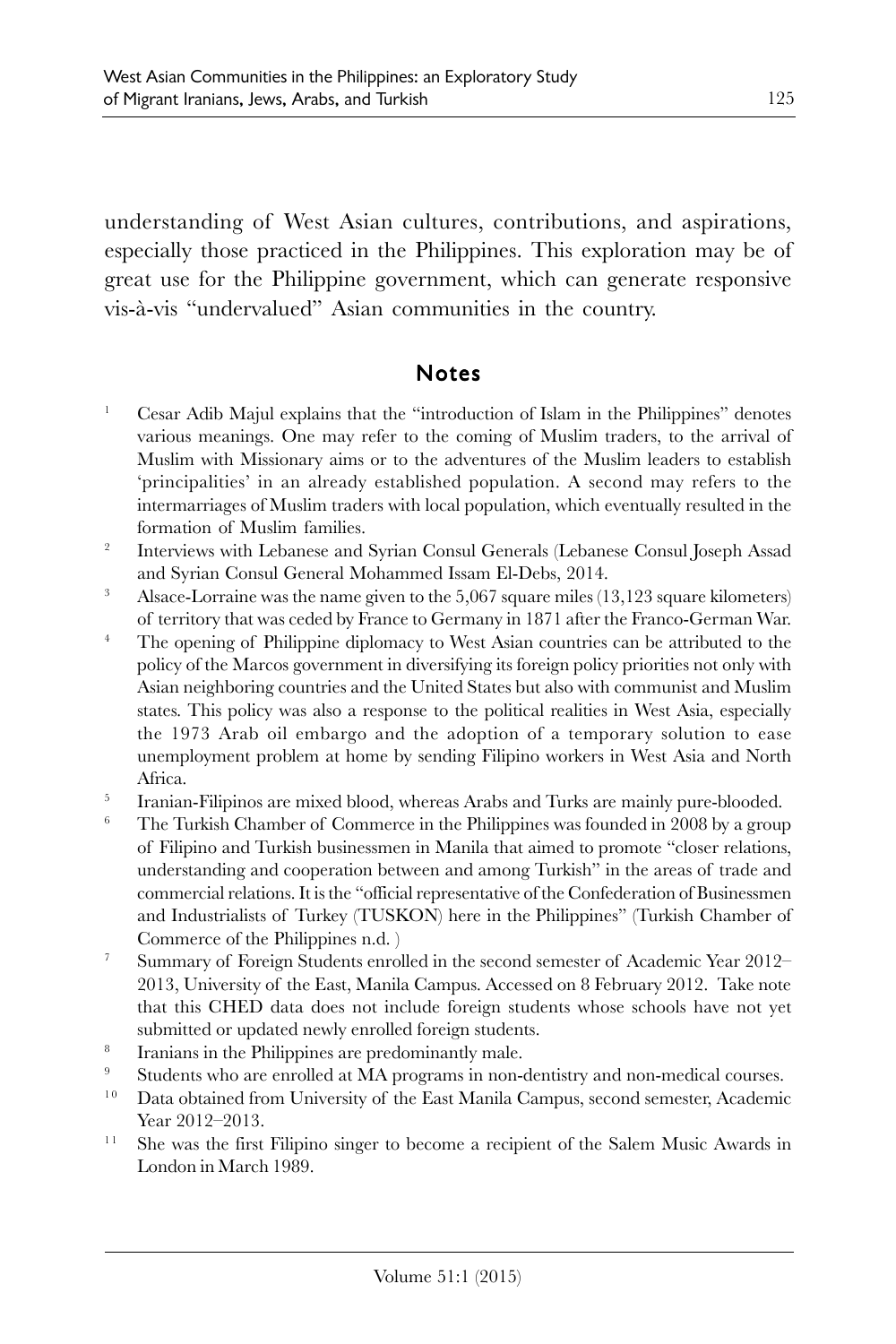understanding of West Asian cultures, contributions, and aspirations, especially those practiced in the Philippines. This exploration may be of great use for the Philippine government, which can generate responsive vis-à-vis "undervalued" Asian communities in the country.

## Notes

1. Cesar Adib Majul explains that the "introduction of Islam in the Philippines" denotes various meanings. One may refer to the coming of Muslim traders, to the arrival of Muslim with Missionary aims or to the adventures of the Muslim leaders to establish 'principalities' in an already established population. A second may refers to the intermarriages of Muslim traders with local population, which eventually resulted in the formation of Muslim families.
2. Interviews with Lebanese and Syrian Consul Generals (Lebanese Consul Joseph Assad and Syrian Consul General Mohammed Issam El-Debs, 2014.
3. Alsace-Lorraine was the name given to the 5,067 square miles (13,123 square kilometers) of territory that was ceded by France to Germany in 1871 after the Franco-German War.
4. The opening of Philippine diplomacy to West Asian countries can be attributed to the policy of the Marcos government in diversifying its foreign policy priorities not only with Asian neighboring countries and the United States but also with communist and Muslim states. This policy was also a response to the political realities in West Asia, especially the 1973 Arab oil embargo and the adoption of a temporary solution to ease unemployment problem at home by sending Filipino workers in West Asia and North Africa.
5. Iranian-Filipinos are mixed blood, whereas Arabs and Turks are mainly pure-blooded.
6. The Turkish Chamber of Commerce in the Philippines was founded in 2008 by a group of Filipino and Turkish businessmen in Manila that aimed to promote "closer relations, understanding and cooperation between and among Turkish" in the areas of trade and commercial relations. It is the "official representative of the Confederation of Businessmen and Industrialists of Turkey (TUSKON) here in the Philippines" (Turkish Chamber of Commerce of the Philippines n.d. )
7. Summary of Foreign Students enrolled in the second semester of Academic Year 2012–2013, University of the East, Manila Campus. Accessed on 8 February 2012. Take note that this CHED data does not include foreign students whose schools have not yet submitted or updated newly enrolled foreign students.
8. Iranians in the Philippines are predominantly male.
9. Students who are enrolled at MA programs in non-dentistry and non-medical courses.
10. Data obtained from University of the East Manila Campus, second semester, Academic Year 2012–2013.
11. She was the first Filipino singer to become a recipient of the Salem Music Awards in London in March 1989.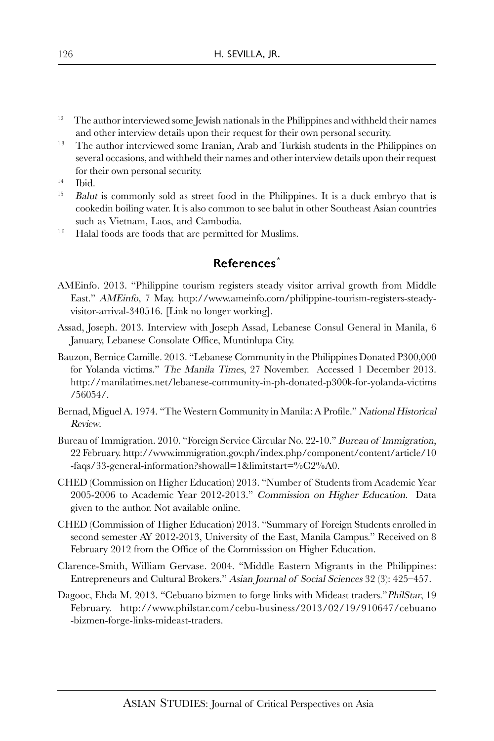[12] The author interviewed some Jewish nationals in the Philippines and withheld their names and other interview details upon their request for their own personal security.

[13] The author interviewed some Iranian, Arab and Turkish students in the Philippines on several occasions, and withheld their names and other interview details upon their request for their own personal security.

[14] Ibid.

[15] *Balut* is commonly sold as street food in the Philippines. It is a duck embryo that is cookedin boiling water. It is also common to see balut in other Southeast Asian countries such as Vietnam, Laos, and Cambodia.

[16] Halal foods are foods that are permitted for Muslims.

## References*

AMEinfo. 2013. "Philippine tourism registers steady visitor arrival growth from Middle East." *AMEinfo*, 7 May. http://www.ameinfo.com/philippine-tourism-registers-steady-visitor-arrival-340516. [Link no longer working].

Assad, Joseph. 2013. Interview with Joseph Assad, Lebanese Consul General in Manila, 6 January, Lebanese Consolate Office, Muntinlupa City.

Bauzon, Bernice Camille. 2013. "Lebanese Community in the Philippines Donated P300,000 for Yolanda victims." *The Manila Times*, 27 November. Accessed 1 December 2013. http://manilatimes.net/lebanese-community-in-ph-donated-p300k-for-yolanda-victims/56054/.

Bernad, Miguel A. 1974. "The Western Community in Manila: A Profile." *National Historical Review*.

Bureau of Immigration. 2010. "Foreign Service Circular No. 22-10." *Bureau of Immigration*, 22 February. http://www.immigration.gov.ph/index.php/component/content/article/10-faqs/33-general-information?showall=1&limitstart=%C2%A0.

CHED (Commission on Higher Education) 2013. "Number of Students from Academic Year 2005-2006 to Academic Year 2012-2013." *Commission on Higher Education*. Data given to the author. Not available online.

CHED (Commission of Higher Education) 2013. "Summary of Foreign Students enrolled in second semester AY 2012-2013, University of the East, Manila Campus." Received on 8 February 2012 from the Office of the Commisssion on Higher Education.

Clarence-Smith, William Gervase. 2004. "Middle Eastern Migrants in the Philippines: Entrepreneurs and Cultural Brokers." *Asian Journal of Social Sciences* 32 (3): 425–457.

Dagooc, Ehda M. 2013. "Cebuano bizmen to forge links with Mideast traders."*PhilStar*, 19 February. http://www.philstar.com/cebu-business/2013/02/19/910647/cebuano-bizmen-forge-links-mideast-traders.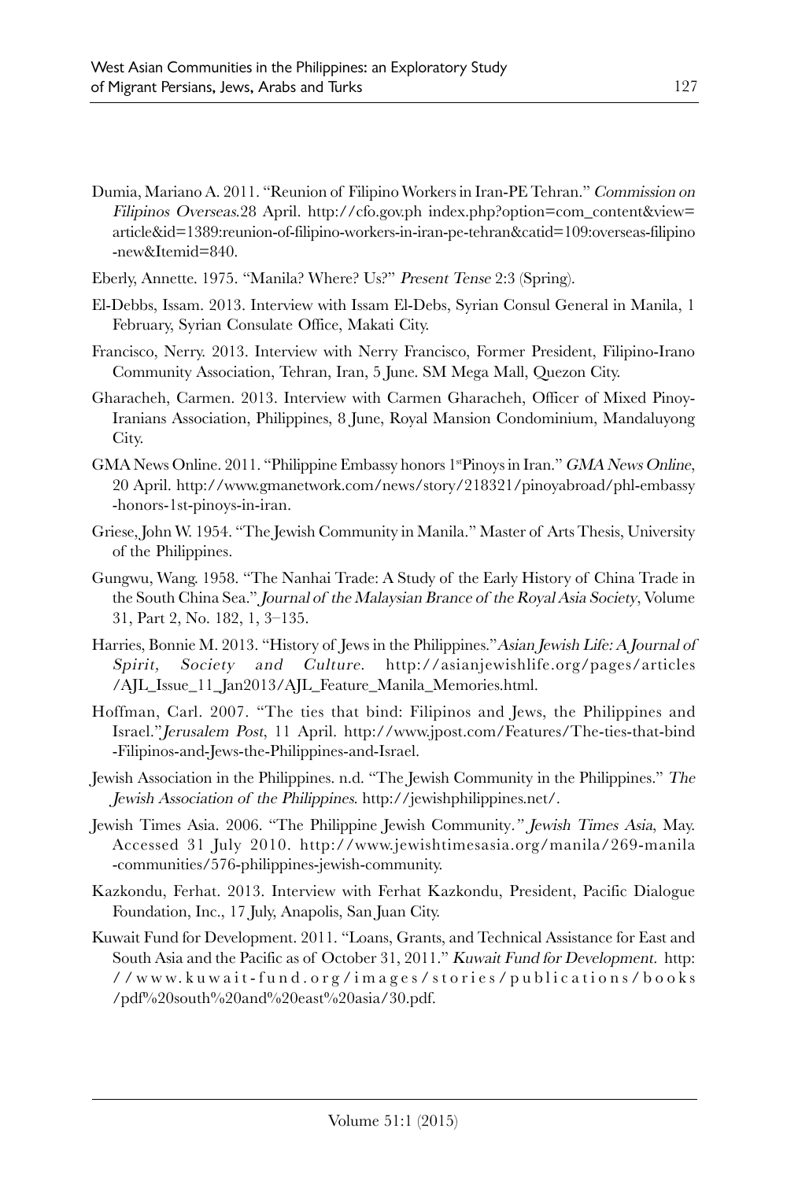Dumia, Mariano A. 2011. "Reunion of Filipino Workers in Iran-PE Tehran." *Commission on Filipinos Overseas*.28 April. http://cfo.gov.ph index.php?option=com_content&view=article&id=1389:reunion-of-filipino-workers-in-iran-pe-tehran&catid=109:overseas-filipino-new&Itemid=840.

Eberly, Annette. 1975. "Manila? Where? Us?" *Present Tense* 2:3 (Spring).

El-Debbs, Issam. 2013. Interview with Issam El-Debs, Syrian Consul General in Manila, 1 February, Syrian Consulate Office, Makati City.

Francisco, Nerry. 2013. Interview with Nerry Francisco, Former President, Filipino-Irano Community Association, Tehran, Iran, 5 June. SM Mega Mall, Quezon City.

Gharacheh, Carmen. 2013. Interview with Carmen Gharacheh, Officer of Mixed Pinoy-Iranians Association, Philippines, 8 June, Royal Mansion Condominium, Mandaluyong City.

GMA News Online. 2011. "Philippine Embassy honors 1st Pinoys in Iran." *GMA News Online*, 20 April. http://www.gmanetwork.com/news/story/218321/pinoyabroad/phl-embassy-honors-1st-pinoys-in-iran.

Griese, John W. 1954. "The Jewish Community in Manila." Master of Arts Thesis, University of the Philippines.

Gungwu, Wang. 1958. "The Nanhai Trade: A Study of the Early History of China Trade in the South China Sea." *Journal of the Malaysian Brance of the Royal Asia Society*, Volume 31, Part 2, No. 182, 1, 3–135.

Harries, Bonnie M. 2013. "History of Jews in the Philippines."*Asian Jewish Life: A Journal of Spirit, Society and Culture*. http://asianjewishlife.org/pages/articles/AJL_Issue_11_Jan2013/AJL_Feature_Manila_Memories.html.

Hoffman, Carl. 2007. "The ties that bind: Filipinos and Jews, the Philippines and Israel."*Jerusalem Post*, 11 April. http://www.jpost.com/Features/The-ties-that-bind-Filipinos-and-Jews-the-Philippines-and-Israel.

Jewish Association in the Philippines. n.d. "The Jewish Community in the Philippines." *The Jewish Association of the Philippines*. http://jewishphilippines.net/.

Jewish Times Asia. 2006. "The Philippine Jewish Community*." Jewish Times Asia*, May. Accessed 31 July 2010. http://www.jewishtimesasia.org/manila/269-manila-communities/576-philippines-jewish-community.

Kazkondu, Ferhat. 2013. Interview with Ferhat Kazkondu, President, Pacific Dialogue Foundation, Inc., 17 July, Anapolis, San Juan City.

Kuwait Fund for Development. 2011. "Loans, Grants, and Technical Assistance for East and South Asia and the Pacific as of October 31, 2011." *Kuwait Fund for Development.* http://www.kuwait-fund.org/images/stories/publications/books/pdf%20south%20and%20east%20asia/30.pdf.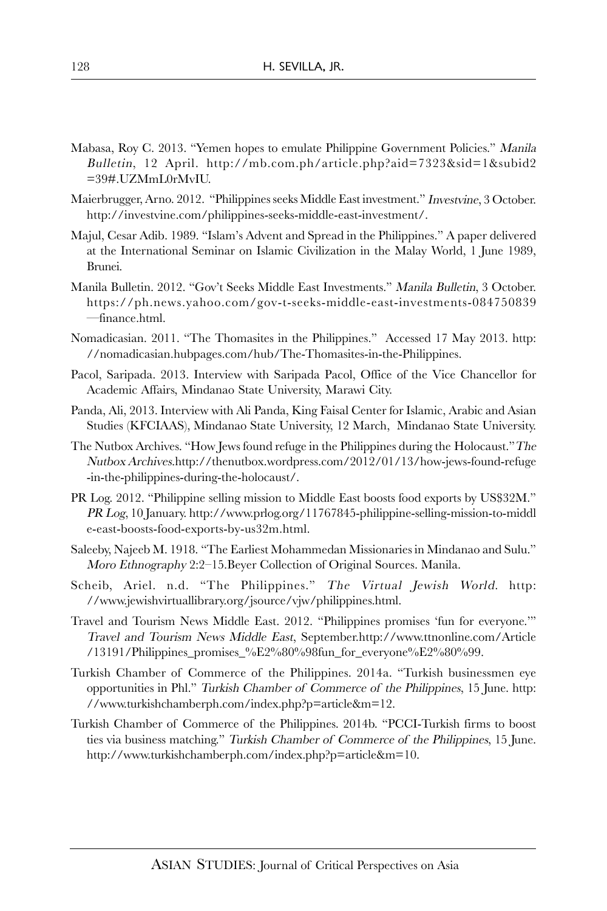Mabasa, Roy C. 2013. "Yemen hopes to emulate Philippine Government Policies." *Manila Bulletin*, 12 April. http://mb.com.ph/article.php?aid=7323&sid=1&subid2=39#.UZMmL0rMvIU.

Maierbrugger, Arno. 2012. "Philippines seeks Middle East investment." *Investvine*, 3 October. http://investvine.com/philippines-seeks-middle-east-investment/.

Majul, Cesar Adib. 1989. "Islam's Advent and Spread in the Philippines." A paper delivered at the International Seminar on Islamic Civilization in the Malay World, 1 June 1989, Brunei.

Manila Bulletin. 2012. "Gov't Seeks Middle East Investments." *Manila Bulletin*, 3 October. https://ph.news.yahoo.com/gov-t-seeks-middle-east-investments-084750839—finance.html.

Nomadicasian. 2011. "The Thomasites in the Philippines." Accessed 17 May 2013. http://nomadicasian.hubpages.com/hub/The-Thomasites-in-the-Philippines.

Pacol, Saripada. 2013. Interview with Saripada Pacol, Office of the Vice Chancellor for Academic Affairs, Mindanao State University, Marawi City.

Panda, Ali, 2013. Interview with Ali Panda, King Faisal Center for Islamic, Arabic and Asian Studies (KFCIAAS), Mindanao State University, 12 March, Mindanao State University.

The Nutbox Archives. "How Jews found refuge in the Philippines during the Holocaust." *The Nutbox Archives*.http://thenutbox.wordpress.com/2012/01/13/how-jews-found-refuge-in-the-philippines-during-the-holocaust/.

PR Log. 2012. "Philippine selling mission to Middle East boosts food exports by US$32M." *PR Log*, 10 January. http://www.prlog.org/11767845-philippine-selling-mission-to-middle-east-boosts-food-exports-by-us32m.html.

Saleeby, Najeeb M. 1918. "The Earliest Mohammedan Missionaries in Mindanao and Sulu." *Moro Ethnography* 2:2–15.Beyer Collection of Original Sources. Manila.

Scheib, Ariel. n.d. "The Philippines." *The Virtual Jewish World.* http://www.jewishvirtuallibrary.org/jsource/vjw/philippines.html.

Travel and Tourism News Middle East. 2012. "Philippines promises 'fun for everyone.'" *Travel and Tourism News Middle East*, September.http://www.ttnonline.com/Article/13191/Philippines_promises_%E2%80%98fun_for_everyone%E2%80%99.

Turkish Chamber of Commerce of the Philippines. 2014a. "Turkish businessmen eye opportunities in Phl." *Turkish Chamber of Commerce of the Philippines*, 15 June. http://www.turkishchamberph.com/index.php?p=article&m=12.

Turkish Chamber of Commerce of the Philippines. 2014b. "PCCI-Turkish firms to boost ties via business matching." *Turkish Chamber of Commerce of the Philippines*, 15 June. http://www.turkishchamberph.com/index.php?p=article&m=10.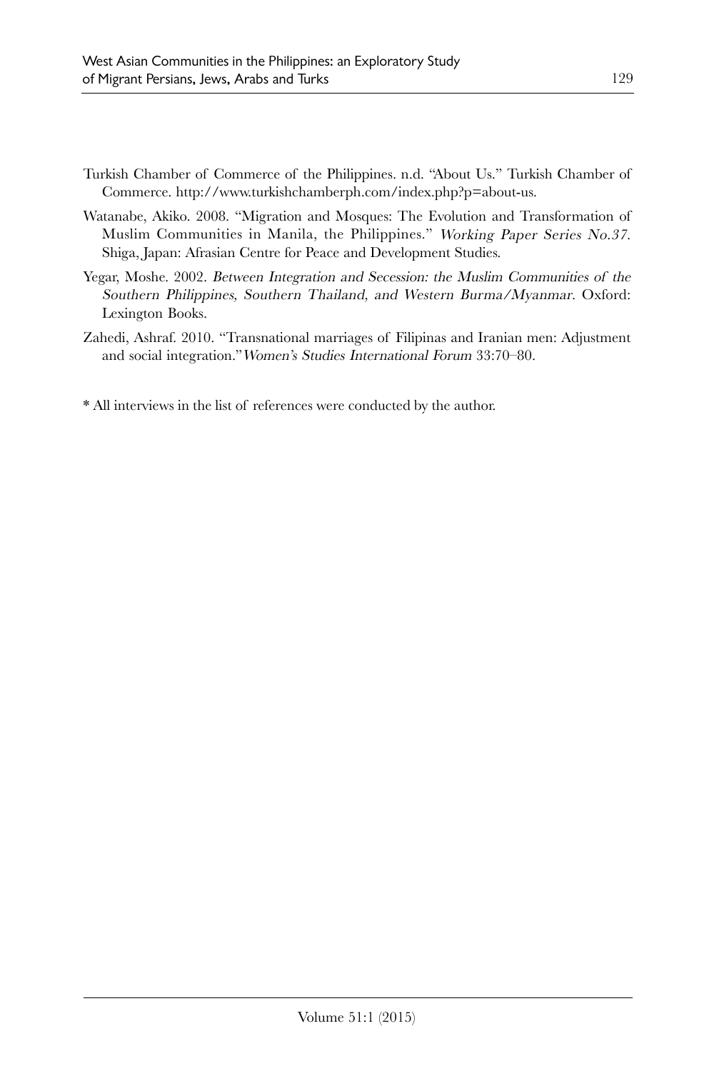Turkish Chamber of Commerce of the Philippines. n.d. "About Us." Turkish Chamber of Commerce. http://www.turkishchamberph.com/index.php?p=about-us.

Watanabe, Akiko. 2008. "Migration and Mosques: The Evolution and Transformation of Muslim Communities in Manila, the Philippines." *Working Paper Series No.37*. Shiga, Japan: Afrasian Centre for Peace and Development Studies.

Yegar, Moshe. 2002. *Between Integration and Secession: the Muslim Communities of the Southern Philippines, Southern Thailand, and Western Burma/Myanmar*. Oxford: Lexington Books.

Zahedi, Ashraf. 2010. "Transnational marriages of Filipinas and Iranian men: Adjustment and social integration." *Women's Studies International Forum* 33:70–80.

\* All interviews in the list of references were conducted by the author.